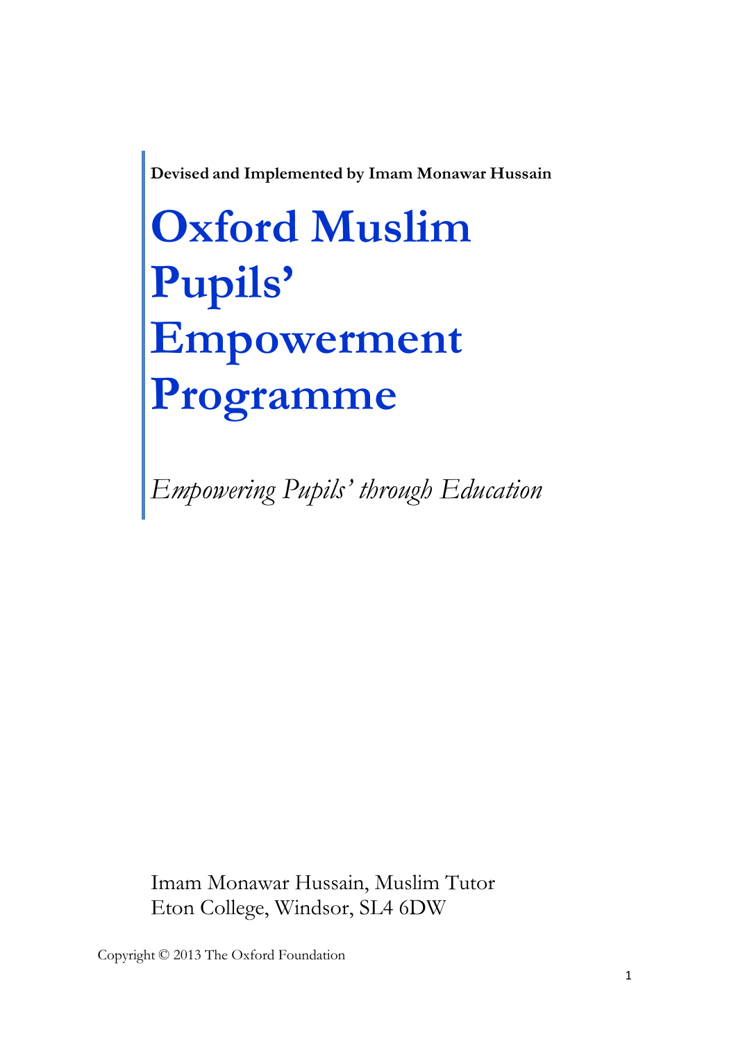**Devised and Implemented by Imam Monawar Hussain**

# Oxford Muslim Pupils' Empowerment Programme

*Empowering Pupils' through Education*

Imam Monawar Hussain, Muslim Tutor
Eton College, Windsor, SL4 6DW

Copyright © 2013 The Oxford Foundation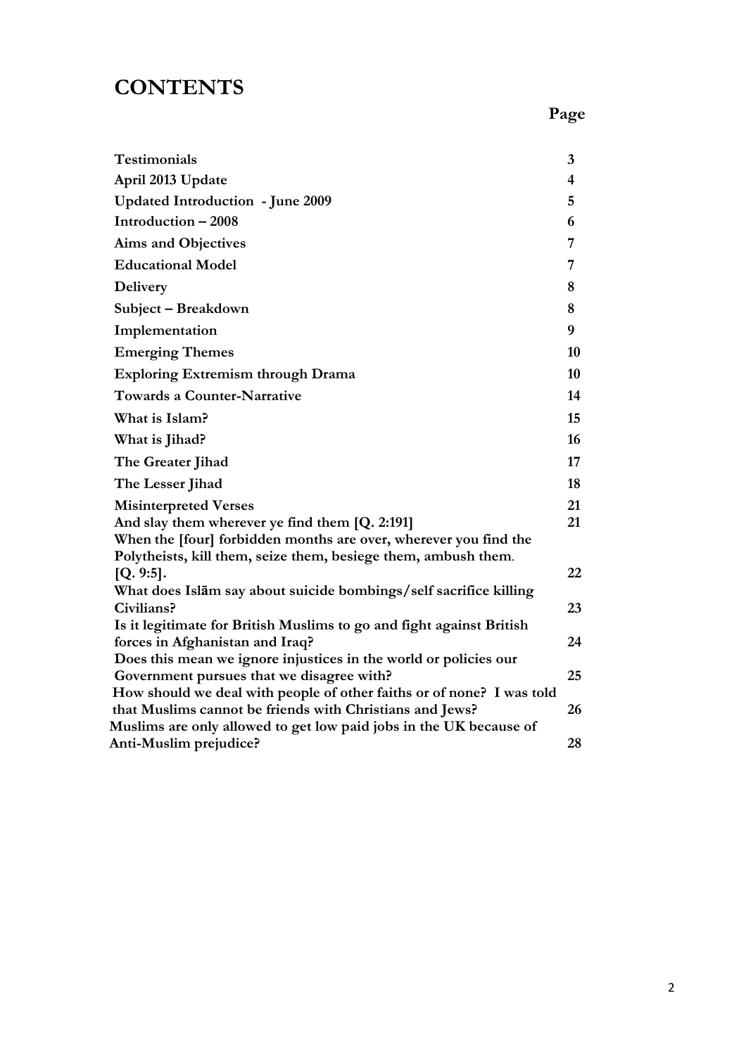# CONTENTS

| | Page |
|---|---|
| Testimonials | 3 |
| April 2013 Update | 4 |
| Updated Introduction - June 2009 | 5 |
| Introduction – 2008 | 6 |
| Aims and Objectives | 7 |
| Educational Model | 7 |
| Delivery | 8 |
| Subject – Breakdown | 8 |
| Implementation | 9 |
| Emerging Themes | 10 |
| Exploring Extremism through Drama | 10 |
| Towards a Counter-Narrative | 14 |
| What is Islam? | 15 |
| What is Jihad? | 16 |
| The Greater Jihad | 17 |
| The Lesser Jihad | 18 |
| Misinterpreted Verses | 21 |
| And slay them wherever ye find them [Q. 2:191] | 21 |
| When the [four] forbidden months are over, wherever you find the Polytheists, kill them, seize them, besiege them, ambush them. [Q. 9:5]. | 22 |
| What does Islām say about suicide bombings/self sacrifice killing Civilians? | 23 |
| Is it legitimate for British Muslims to go and fight against British forces in Afghanistan and Iraq? | 24 |
| Does this mean we ignore injustices in the world or policies our Government pursues that we disagree with? | 25 |
| How should we deal with people of other faiths or of none? I was told that Muslims cannot be friends with Christians and Jews? | 26 |
| Muslims are only allowed to get low paid jobs in the UK because of Anti-Muslim prejudice? | 28 |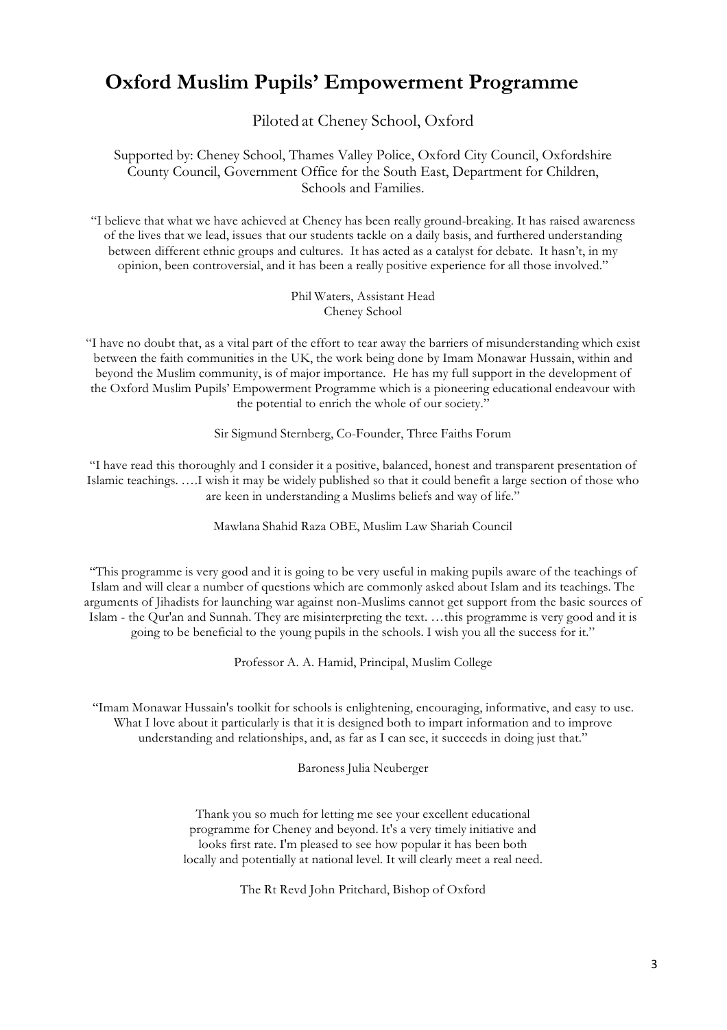# Oxford Muslim Pupils' Empowerment Programme

Piloted at Cheney School, Oxford

Supported by: Cheney School, Thames Valley Police, Oxford City Council, Oxfordshire County Council, Government Office for the South East, Department for Children, Schools and Families.

"I believe that what we have achieved at Cheney has been really ground-breaking. It has raised awareness of the lives that we lead, issues that our students tackle on a daily basis, and furthered understanding between different ethnic groups and cultures. It has acted as a catalyst for debate. It hasn't, in my opinion, been controversial, and it has been a really positive experience for all those involved."

Phil Waters, Assistant Head
Cheney School

"I have no doubt that, as a vital part of the effort to tear away the barriers of misunderstanding which exist between the faith communities in the UK, the work being done by Imam Monawar Hussain, within and beyond the Muslim community, is of major importance. He has my full support in the development of the Oxford Muslim Pupils' Empowerment Programme which is a pioneering educational endeavour with the potential to enrich the whole of our society."

Sir Sigmund Sternberg, Co-Founder, Three Faiths Forum

"I have read this thoroughly and I consider it a positive, balanced, honest and transparent presentation of Islamic teachings. ….I wish it may be widely published so that it could benefit a large section of those who are keen in understanding a Muslims beliefs and way of life."

Mawlana Shahid Raza OBE, Muslim Law Shariah Council

"This programme is very good and it is going to be very useful in making pupils aware of the teachings of Islam and will clear a number of questions which are commonly asked about Islam and its teachings. The arguments of Jihadists for launching war against non-Muslims cannot get support from the basic sources of Islam - the Qur'an and Sunnah. They are misinterpreting the text. …this programme is very good and it is going to be beneficial to the young pupils in the schools. I wish you all the success for it."

Professor A. A. Hamid, Principal, Muslim College

"Imam Monawar Hussain's toolkit for schools is enlightening, encouraging, informative, and easy to use. What I love about it particularly is that it is designed both to impart information and to improve understanding and relationships, and, as far as I can see, it succeeds in doing just that."

Baroness Julia Neuberger

Thank you so much for letting me see your excellent educational programme for Cheney and beyond. It's a very timely initiative and looks first rate. I'm pleased to see how popular it has been both locally and potentially at national level. It will clearly meet a real need.

The Rt Revd John Pritchard, Bishop of Oxford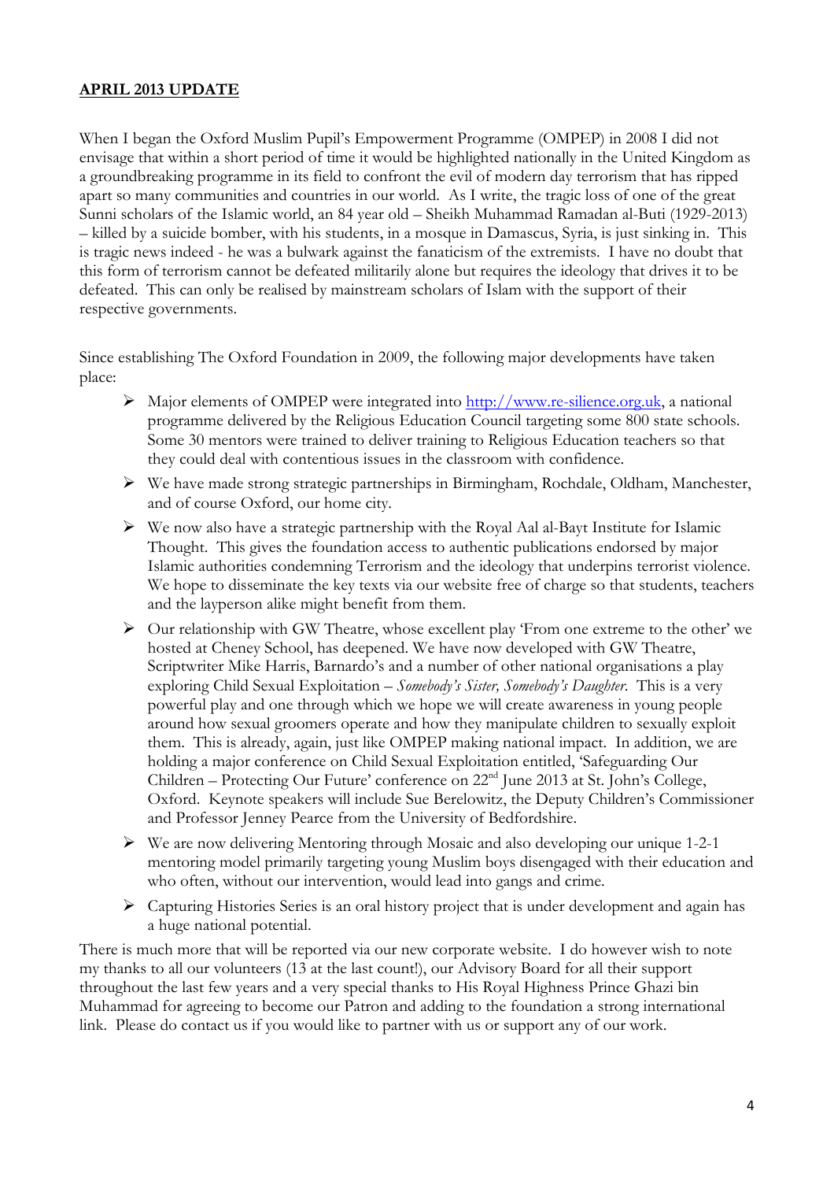## **APRIL 2013 UPDATE**

When I began the Oxford Muslim Pupil's Empowerment Programme (OMPEP) in 2008 I did not envisage that within a short period of time it would be highlighted nationally in the United Kingdom as a groundbreaking programme in its field to confront the evil of modern day terrorism that has ripped apart so many communities and countries in our world. As I write, the tragic loss of one of the great Sunni scholars of the Islamic world, an 84 year old – Sheikh Muhammad Ramadan al-Buti (1929-2013) – killed by a suicide bomber, with his students, in a mosque in Damascus, Syria, is just sinking in. This is tragic news indeed - he was a bulwark against the fanaticism of the extremists. I have no doubt that this form of terrorism cannot be defeated militarily alone but requires the ideology that drives it to be defeated. This can only be realised by mainstream scholars of Islam with the support of their respective governments.

Since establishing The Oxford Foundation in 2009, the following major developments have taken place:

- Major elements of OMPEP were integrated into http://www.re-silience.org.uk, a national programme delivered by the Religious Education Council targeting some 800 state schools. Some 30 mentors were trained to deliver training to Religious Education teachers so that they could deal with contentious issues in the classroom with confidence.
- We have made strong strategic partnerships in Birmingham, Rochdale, Oldham, Manchester, and of course Oxford, our home city.
- We now also have a strategic partnership with the Royal Aal al-Bayt Institute for Islamic Thought. This gives the foundation access to authentic publications endorsed by major Islamic authorities condemning Terrorism and the ideology that underpins terrorist violence. We hope to disseminate the key texts via our website free of charge so that students, teachers and the layperson alike might benefit from them.
- Our relationship with GW Theatre, whose excellent play 'From one extreme to the other' we hosted at Cheney School, has deepened. We have now developed with GW Theatre, Scriptwriter Mike Harris, Barnardo's and a number of other national organisations a play exploring Child Sexual Exploitation – *Somebody's Sister, Somebody's Daughter*. This is a very powerful play and one through which we hope we will create awareness in young people around how sexual groomers operate and how they manipulate children to sexually exploit them. This is already, again, just like OMPEP making national impact. In addition, we are holding a major conference on Child Sexual Exploitation entitled, 'Safeguarding Our Children – Protecting Our Future' conference on 22nd June 2013 at St. John's College, Oxford. Keynote speakers will include Sue Berelowitz, the Deputy Children's Commissioner and Professor Jenney Pearce from the University of Bedfordshire.
- We are now delivering Mentoring through Mosaic and also developing our unique 1-2-1 mentoring model primarily targeting young Muslim boys disengaged with their education and who often, without our intervention, would lead into gangs and crime.
- Capturing Histories Series is an oral history project that is under development and again has a huge national potential.

There is much more that will be reported via our new corporate website. I do however wish to note my thanks to all our volunteers (13 at the last count!), our Advisory Board for all their support throughout the last few years and a very special thanks to His Royal Highness Prince Ghazi bin Muhammad for agreeing to become our Patron and adding to the foundation a strong international link. Please do contact us if you would like to partner with us or support any of our work.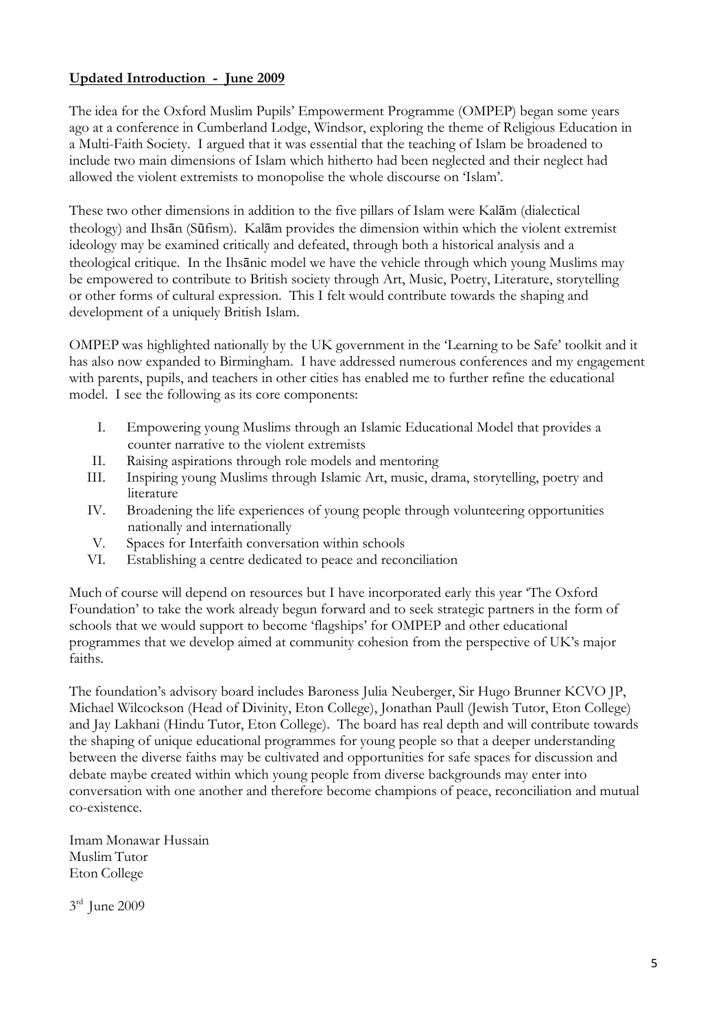**Updated Introduction - June 2009**

The idea for the Oxford Muslim Pupils' Empowerment Programme (OMPEP) began some years ago at a conference in Cumberland Lodge, Windsor, exploring the theme of Religious Education in a Multi-Faith Society. I argued that it was essential that the teaching of Islam be broadened to include two main dimensions of Islam which hitherto had been neglected and their neglect had allowed the violent extremists to monopolise the whole discourse on 'Islam'.

These two other dimensions in addition to the five pillars of Islam were Kalām (dialectical theology) and Ihsān (Sūfism). Kalām provides the dimension within which the violent extremist ideology may be examined critically and defeated, through both a historical analysis and a theological critique. In the Ihsānic model we have the vehicle through which young Muslims may be empowered to contribute to British society through Art, Music, Poetry, Literature, storytelling or other forms of cultural expression. This I felt would contribute towards the shaping and development of a uniquely British Islam.

OMPEP was highlighted nationally by the UK government in the 'Learning to be Safe' toolkit and it has also now expanded to Birmingham. I have addressed numerous conferences and my engagement with parents, pupils, and teachers in other cities has enabled me to further refine the educational model. I see the following as its core components:

I. Empowering young Muslims through an Islamic Educational Model that provides a counter narrative to the violent extremists
II. Raising aspirations through role models and mentoring
III. Inspiring young Muslims through Islamic Art, music, drama, storytelling, poetry and literature
IV. Broadening the life experiences of young people through volunteering opportunities nationally and internationally
V. Spaces for Interfaith conversation within schools
VI. Establishing a centre dedicated to peace and reconciliation

Much of course will depend on resources but I have incorporated early this year 'The Oxford Foundation' to take the work already begun forward and to seek strategic partners in the form of schools that we would support to become 'flagships' for OMPEP and other educational programmes that we develop aimed at community cohesion from the perspective of UK's major faiths.

The foundation's advisory board includes Baroness Julia Neuberger, Sir Hugo Brunner KCVO JP, Michael Wilcockson (Head of Divinity, Eton College), Jonathan Paull (Jewish Tutor, Eton College) and Jay Lakhani (Hindu Tutor, Eton College). The board has real depth and will contribute towards the shaping of unique educational programmes for young people so that a deeper understanding between the diverse faiths may be cultivated and opportunities for safe spaces for discussion and debate maybe created within which young people from diverse backgrounds may enter into conversation with one another and therefore become champions of peace, reconciliation and mutual co-existence.

Imam Monawar Hussain
Muslim Tutor
Eton College

3rd June 2009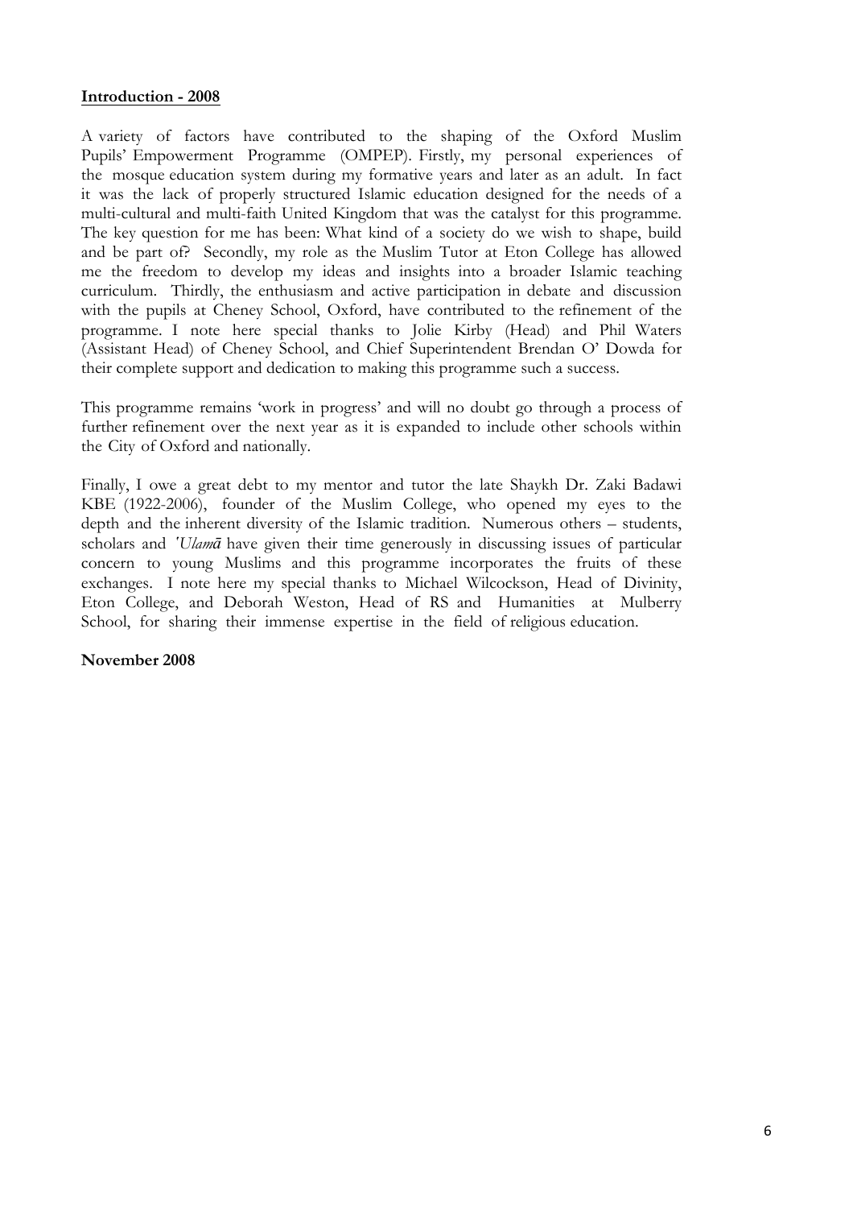**<u>Introduction - 2008</u>**

A variety of factors have contributed to the shaping of the Oxford Muslim Pupils' Empowerment Programme (OMPEP). Firstly, my personal experiences of the mosque education system during my formative years and later as an adult. In fact it was the lack of properly structured Islamic education designed for the needs of a multi-cultural and multi-faith United Kingdom that was the catalyst for this programme. The key question for me has been: What kind of a society do we wish to shape, build and be part of? Secondly, my role as the Muslim Tutor at Eton College has allowed me the freedom to develop my ideas and insights into a broader Islamic teaching curriculum. Thirdly, the enthusiasm and active participation in debate and discussion with the pupils at Cheney School, Oxford, have contributed to the refinement of the programme. I note here special thanks to Jolie Kirby (Head) and Phil Waters (Assistant Head) of Cheney School, and Chief Superintendent Brendan O' Dowda for their complete support and dedication to making this programme such a success.

This programme remains 'work in progress' and will no doubt go through a process of further refinement over the next year as it is expanded to include other schools within the City of Oxford and nationally.

Finally, I owe a great debt to my mentor and tutor the late Shaykh Dr. Zaki Badawi KBE (1922-2006), founder of the Muslim College, who opened my eyes to the depth and the inherent diversity of the Islamic tradition. Numerous others – students, scholars and *'Ulamā* have given their time generously in discussing issues of particular concern to young Muslims and this programme incorporates the fruits of these exchanges. I note here my special thanks to Michael Wilcockson, Head of Divinity, Eton College, and Deborah Weston, Head of RS and Humanities at Mulberry School, for sharing their immense expertise in the field of religious education.

**November 2008**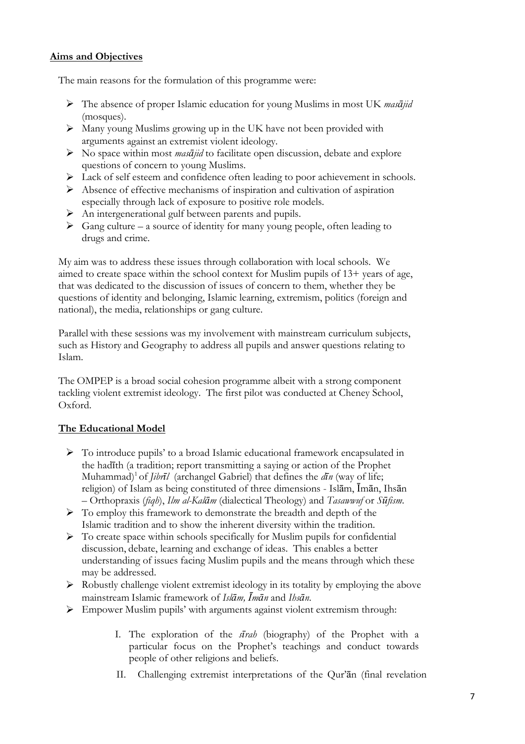**Aims and Objectives**

The main reasons for the formulation of this programme were:

- The absence of proper Islamic education for young Muslims in most UK *masājid* (mosques).
- Many young Muslims growing up in the UK have not been provided with arguments against an extremist violent ideology.
- No space within most *masājid* to facilitate open discussion, debate and explore questions of concern to young Muslims.
- Lack of self esteem and confidence often leading to poor achievement in schools.
- Absence of effective mechanisms of inspiration and cultivation of aspiration especially through lack of exposure to positive role models.
- An intergenerational gulf between parents and pupils.
- Gang culture – a source of identity for many young people, often leading to drugs and crime.

My aim was to address these issues through collaboration with local schools. We aimed to create space within the school context for Muslim pupils of 13+ years of age, that was dedicated to the discussion of issues of concern to them, whether they be questions of identity and belonging, Islamic learning, extremism, politics (foreign and national), the media, relationships or gang culture.

Parallel with these sessions was my involvement with mainstream curriculum subjects, such as History and Geography to address all pupils and answer questions relating to Islam.

The OMPEP is a broad social cohesion programme albeit with a strong component tackling violent extremist ideology. The first pilot was conducted at Cheney School, Oxford.

**The Educational Model**

- To introduce pupils' to a broad Islamic educational framework encapsulated in the hadīth (a tradition; report transmitting a saying or action of the Prophet Muhammad)[1] of *Jibrīl* (archangel Gabriel) that defines the *dīn* (way of life; religion) of Islam as being constituted of three dimensions - Islām, Īmān, Ihsān – Orthopraxis (*fiqh*), *Ilm al-Kalām* (dialectical Theology) and *Tasawwuf* or *Sūfism*.
- To employ this framework to demonstrate the breadth and depth of the Islamic tradition and to show the inherent diversity within the tradition.
- To create space within schools specifically for Muslim pupils for confidential discussion, debate, learning and exchange of ideas. This enables a better understanding of issues facing Muslim pupils and the means through which these may be addressed.
- Robustly challenge violent extremist ideology in its totality by employing the above mainstream Islamic framework of *Islām, Īmān* and *Ihsān*.
- Empower Muslim pupils' with arguments against violent extremism through:

  I. The exploration of the *sīrah* (biography) of the Prophet with a particular focus on the Prophet's teachings and conduct towards people of other religions and beliefs.

  II. Challenging extremist interpretations of the Qur'ān (final revelation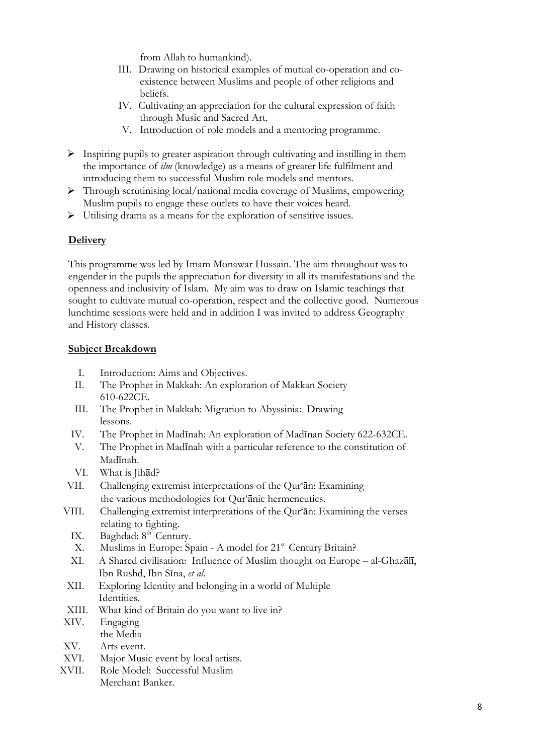from Allah to humankind).

III. Drawing on historical examples of mutual co-operation and co-existence between Muslims and people of other religions and beliefs.
IV. Cultivating an appreciation for the cultural expression of faith through Music and Sacred Art.
V. Introduction of role models and a mentoring programme.

- Inspiring pupils to greater aspiration through cultivating and instilling in them the importance of *ilm* (knowledge) as a means of greater life fulfilment and introducing them to successful Muslim role models and mentors.
- Through scrutinising local/national media coverage of Muslims, empowering Muslim pupils to engage these outlets to have their voices heard.
- Utilising drama as a means for the exploration of sensitive issues.

**Delivery**

This programme was led by Imam Monawar Hussain. The aim throughout was to engender in the pupils the appreciation for diversity in all its manifestations and the openness and inclusivity of Islam. My aim was to draw on Islamic teachings that sought to cultivate mutual co-operation, respect and the collective good. Numerous lunchtime sessions were held and in addition I was invited to address Geography and History classes.

**Subject Breakdown**

I. Introduction: Aims and Objectives.
II. The Prophet in Makkah: An exploration of Makkan Society 610-622CE.
III. The Prophet in Makkah: Migration to Abyssinia: Drawing lessons.
IV. The Prophet in Madīnah: An exploration of Madīnan Society 622-632CE.
V. The Prophet in Madīnah with a particular reference to the constitution of Madīnah.
VI. What is Jihād?
VII. Challenging extremist interpretations of the Qur'ān: Examining the various methodologies for Qur'ānic hermeneutics.
VIII. Challenging extremist interpretations of the Qur'ān: Examining the verses relating to fighting.
IX. Baghdad: 8th Century.
X. Muslims in Europe: Spain - A model for 21st Century Britain?
XI. A Shared civilisation: Influence of Muslim thought on Europe – al-Ghazālī, Ibn Rushd, Ibn Sīna, *et al.*
XII. Exploring Identity and belonging in a world of Multiple Identities.
XIII. What kind of Britain do you want to live in?
XIV. Engaging the Media
XV. Arts event.
XVI. Major Music event by local artists.
XVII. Role Model: Successful Muslim Merchant Banker.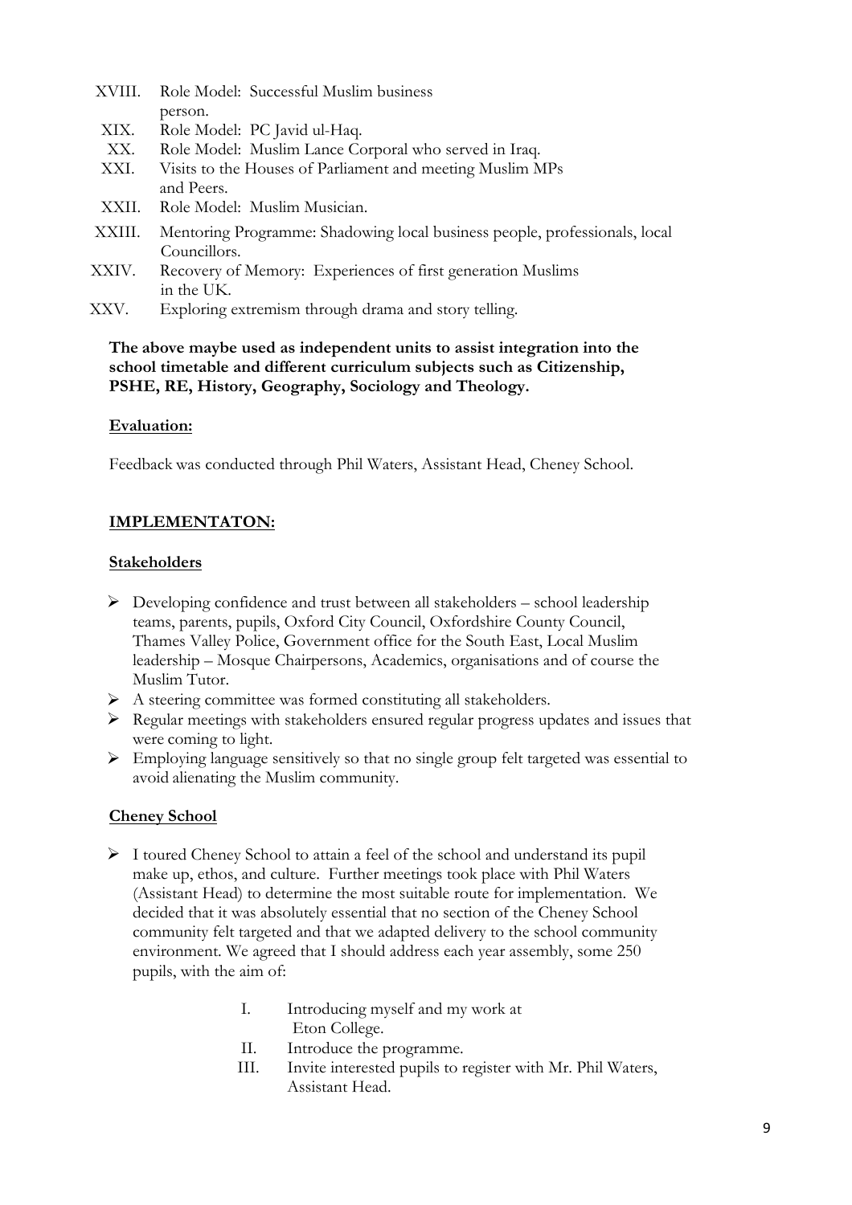XVIII. Role Model: Successful Muslim business person.

XIX. Role Model: PC Javid ul-Haq.

XX. Role Model: Muslim Lance Corporal who served in Iraq.

XXI. Visits to the Houses of Parliament and meeting Muslim MPs and Peers.

XXII. Role Model: Muslim Musician.

XXIII. Mentoring Programme: Shadowing local business people, professionals, local Councillors.

XXIV. Recovery of Memory: Experiences of first generation Muslims in the UK.

XXV. Exploring extremism through drama and story telling.

**The above maybe used as independent units to assist integration into the school timetable and different curriculum subjects such as Citizenship, PSHE, RE, History, Geography, Sociology and Theology.**

**Evaluation:**

Feedback was conducted through Phil Waters, Assistant Head, Cheney School.

## IMPLEMENTATON:

### Stakeholders

- Developing confidence and trust between all stakeholders – school leadership teams, parents, pupils, Oxford City Council, Oxfordshire County Council, Thames Valley Police, Government office for the South East, Local Muslim leadership – Mosque Chairpersons, Academics, organisations and of course the Muslim Tutor.
- A steering committee was formed constituting all stakeholders.
- Regular meetings with stakeholders ensured regular progress updates and issues that were coming to light.
- Employing language sensitively so that no single group felt targeted was essential to avoid alienating the Muslim community.

### Cheney School

- I toured Cheney School to attain a feel of the school and understand its pupil make up, ethos, and culture. Further meetings took place with Phil Waters (Assistant Head) to determine the most suitable route for implementation. We decided that it was absolutely essential that no section of the Cheney School community felt targeted and that we adapted delivery to the school community environment. We agreed that I should address each year assembly, some 250 pupils, with the aim of:

  I. Introducing myself and my work at Eton College.

  II. Introduce the programme.

  III. Invite interested pupils to register with Mr. Phil Waters, Assistant Head.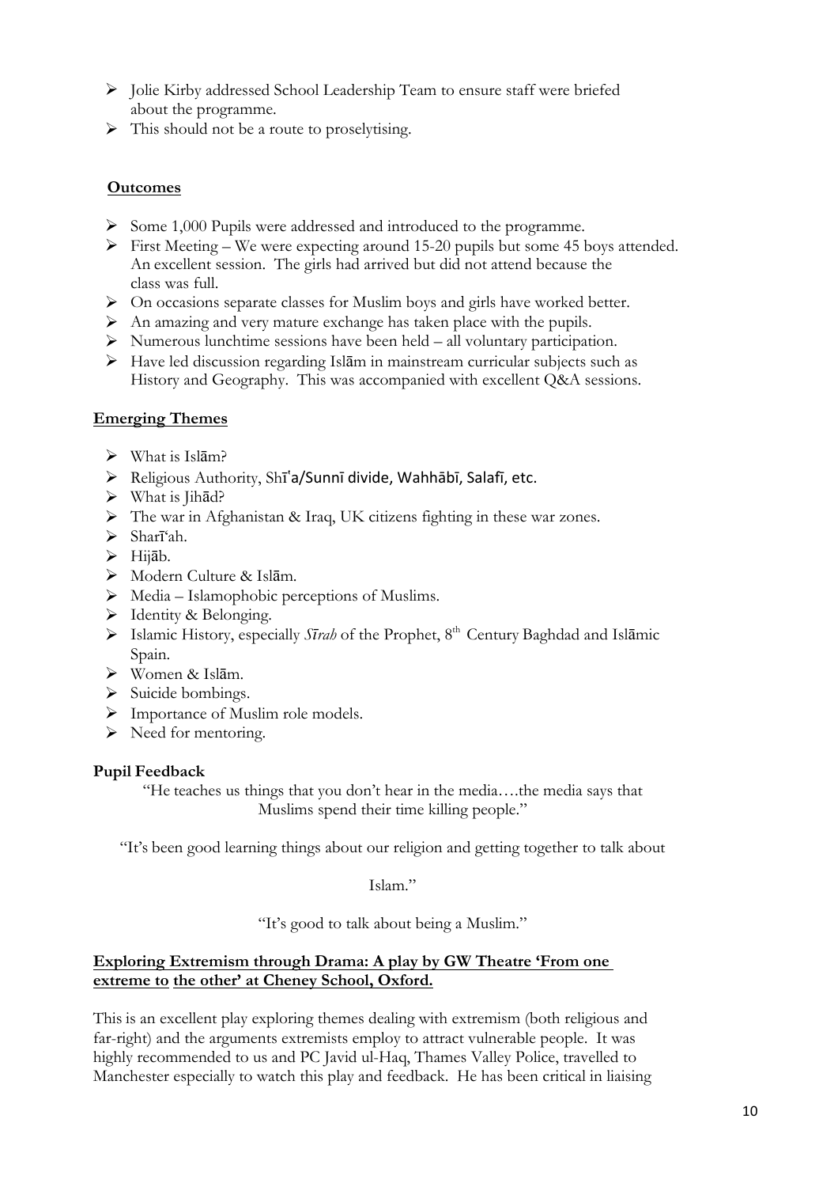- Jolie Kirby addressed School Leadership Team to ensure staff were briefed about the programme.
- This should not be a route to proselytising.

**Outcomes**

- Some 1,000 Pupils were addressed and introduced to the programme.
- First Meeting – We were expecting around 15-20 pupils but some 45 boys attended. An excellent session. The girls had arrived but did not attend because the class was full.
- On occasions separate classes for Muslim boys and girls have worked better.
- An amazing and very mature exchange has taken place with the pupils.
- Numerous lunchtime sessions have been held – all voluntary participation.
- Have led discussion regarding Islām in mainstream curricular subjects such as History and Geography. This was accompanied with excellent Q&A sessions.

**Emerging Themes**

- What is Islām?
- Religious Authority, Shīʿa/Sunnī divide, Wahhābī, Salafī, etc.
- What is Jihād?
- The war in Afghanistan & Iraq, UK citizens fighting in these war zones.
- Sharīʿah.
- Hijāb.
- Modern Culture & Islām.
- Media – Islamophobic perceptions of Muslims.
- Identity & Belonging.
- Islamic History, especially *Sīrah* of the Prophet, 8th Century Baghdad and Islāmic Spain.
- Women & Islām.
- Suicide bombings.
- Importance of Muslim role models.
- Need for mentoring.

**Pupil Feedback**

"He teaches us things that you don't hear in the media….the media says that Muslims spend their time killing people."

"It's been good learning things about our religion and getting together to talk about Islam."

"It's good to talk about being a Muslim."

**Exploring Extremism through Drama: A play by GW Theatre 'From one extreme to the other' at Cheney School, Oxford.**

This is an excellent play exploring themes dealing with extremism (both religious and far-right) and the arguments extremists employ to attract vulnerable people. It was highly recommended to us and PC Javid ul-Haq, Thames Valley Police, travelled to Manchester especially to watch this play and feedback. He has been critical in liaising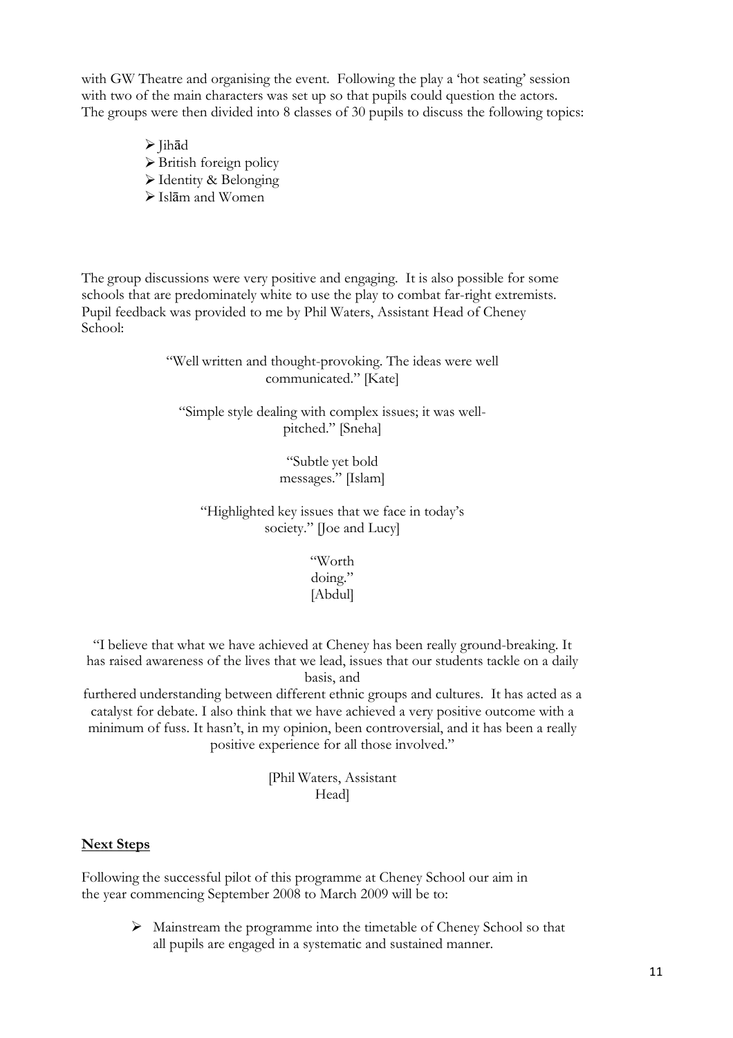with GW Theatre and organising the event. Following the play a 'hot seating' session with two of the main characters was set up so that pupils could question the actors. The groups were then divided into 8 classes of 30 pupils to discuss the following topics:

- Jihād
- British foreign policy
- Identity & Belonging
- Islām and Women

The group discussions were very positive and engaging. It is also possible for some schools that are predominately white to use the play to combat far-right extremists. Pupil feedback was provided to me by Phil Waters, Assistant Head of Cheney School:

> "Well written and thought-provoking. The ideas were well communicated." [Kate]
>
> "Simple style dealing with complex issues; it was well-pitched." [Sneha]
>
> "Subtle yet bold messages." [Islam]
>
> "Highlighted key issues that we face in today's society." [Joe and Lucy]
>
> "Worth doing." [Abdul]

"I believe that what we have achieved at Cheney has been really ground-breaking. It has raised awareness of the lives that we lead, issues that our students tackle on a daily basis, and furthered understanding between different ethnic groups and cultures. It has acted as a catalyst for debate. I also think that we have achieved a very positive outcome with a minimum of fuss. It hasn't, in my opinion, been controversial, and it has been a really positive experience for all those involved."

[Phil Waters, Assistant Head]

**Next Steps**

Following the successful pilot of this programme at Cheney School our aim in the year commencing September 2008 to March 2009 will be to:

- Mainstream the programme into the timetable of Cheney School so that all pupils are engaged in a systematic and sustained manner.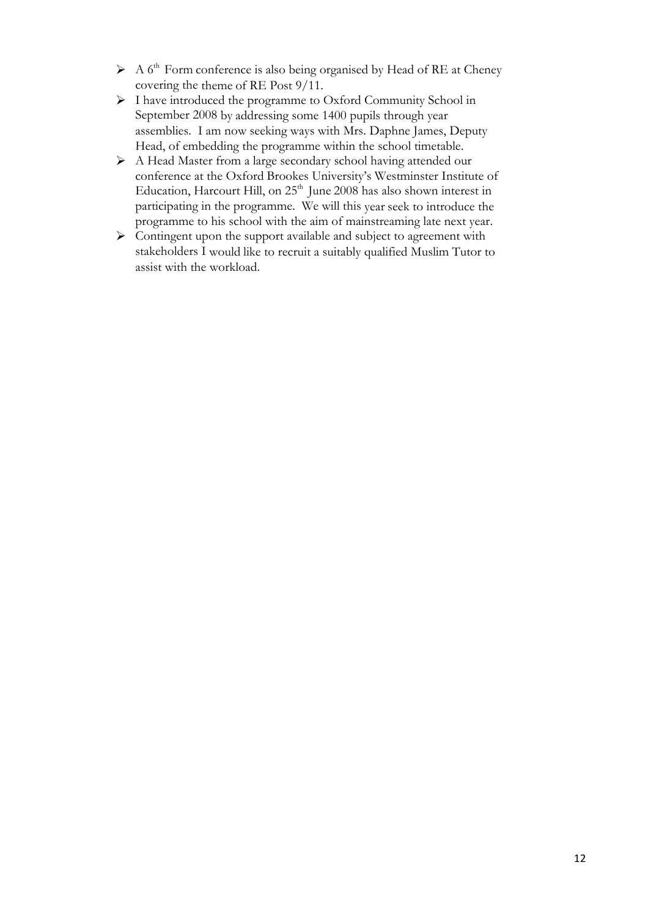- A 6th Form conference is also being organised by Head of RE at Cheney covering the theme of RE Post 9/11.
- I have introduced the programme to Oxford Community School in September 2008 by addressing some 1400 pupils through year assemblies. I am now seeking ways with Mrs. Daphne James, Deputy Head, of embedding the programme within the school timetable.
- A Head Master from a large secondary school having attended our conference at the Oxford Brookes University's Westminster Institute of Education, Harcourt Hill, on 25th June 2008 has also shown interest in participating in the programme. We will this year seek to introduce the programme to his school with the aim of mainstreaming late next year.
- Contingent upon the support available and subject to agreement with stakeholders I would like to recruit a suitably qualified Muslim Tutor to assist with the workload.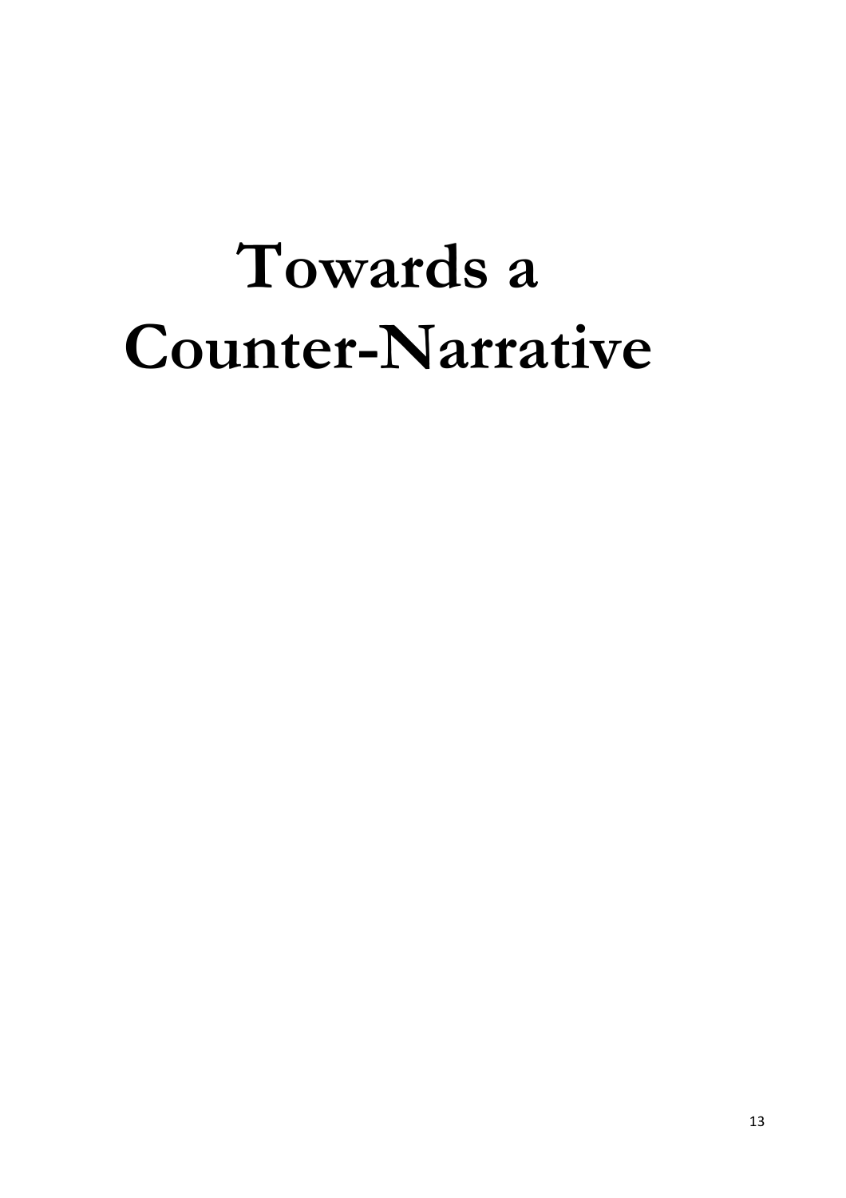# Towards a Counter-Narrative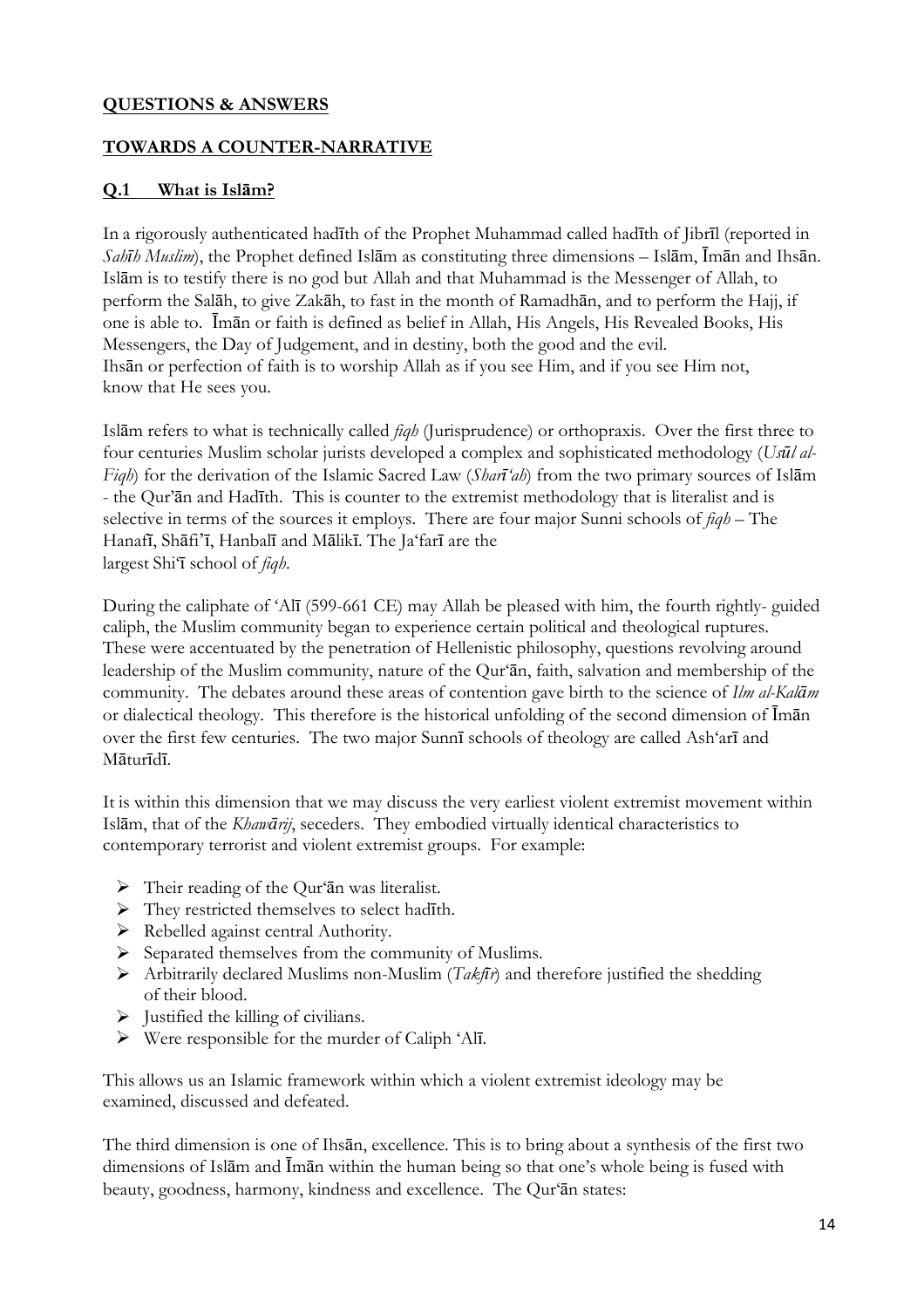**QUESTIONS & ANSWERS**

**TOWARDS A COUNTER-NARRATIVE**

**Q.1 What is Islām?**

In a rigorously authenticated hadīth of the Prophet Muhammad called hadīth of Jibrīl (reported in *Sahīh Muslim*), the Prophet defined Islām as constituting three dimensions – Islām, Īmān and Ihsān. Islām is to testify there is no god but Allah and that Muhammad is the Messenger of Allah, to perform the Salāh, to give Zakāh, to fast in the month of Ramadhān, and to perform the Hajj, if one is able to. Īmān or faith is defined as belief in Allah, His Angels, His Revealed Books, His Messengers, the Day of Judgement, and in destiny, both the good and the evil. Ihsān or perfection of faith is to worship Allah as if you see Him, and if you see Him not, know that He sees you.

Islām refers to what is technically called *fiqh* (Jurisprudence) or orthopraxis. Over the first three to four centuries Muslim scholar jurists developed a complex and sophisticated methodology (*Usūl al-Fiqh*) for the derivation of the Islamic Sacred Law (*Sharī'ah*) from the two primary sources of Islām - the Qur'ān and Hadīth. This is counter to the extremist methodology that is literalist and is selective in terms of the sources it employs. There are four major Sunni schools of *fiqh* – The Hanafī, Shāfi'ī, Hanbalī and Mālikī. The Ja'farī are the largest Shi'ī school of *fiqh*.

During the caliphate of 'Alī (599-661 CE) may Allah be pleased with him, the fourth rightly- guided caliph, the Muslim community began to experience certain political and theological ruptures. These were accentuated by the penetration of Hellenistic philosophy, questions revolving around leadership of the Muslim community, nature of the Qur'ān, faith, salvation and membership of the community. The debates around these areas of contention gave birth to the science of *Ilm al-Kalām* or dialectical theology. This therefore is the historical unfolding of the second dimension of Īmān over the first few centuries. The two major Sunnī schools of theology are called Ash'arī and Māturīdī.

It is within this dimension that we may discuss the very earliest violent extremist movement within Islām, that of the *Khawārij*, seceders. They embodied virtually identical characteristics to contemporary terrorist and violent extremist groups. For example:

- Their reading of the Qur'ān was literalist.
- They restricted themselves to select hadīth.
- Rebelled against central Authority.
- Separated themselves from the community of Muslims.
- Arbitrarily declared Muslims non-Muslim (*Takfīr*) and therefore justified the shedding of their blood.
- Justified the killing of civilians.
- Were responsible for the murder of Caliph 'Alī.

This allows us an Islamic framework within which a violent extremist ideology may be examined, discussed and defeated.

The third dimension is one of Ihsān, excellence. This is to bring about a synthesis of the first two dimensions of Islām and Īmān within the human being so that one's whole being is fused with beauty, goodness, harmony, kindness and excellence. The Qur'ān states: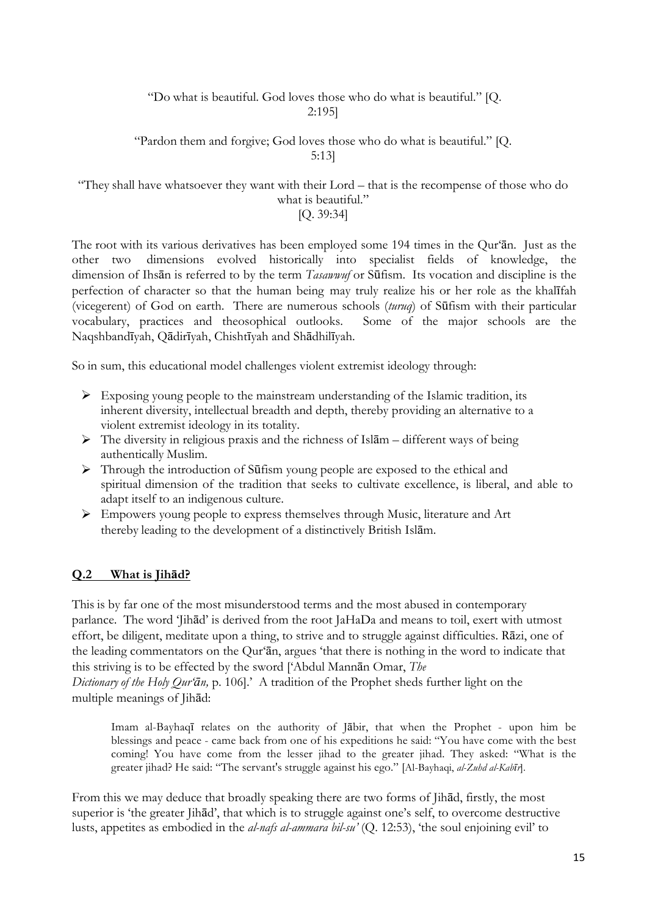"Do what is beautiful. God loves those who do what is beautiful." [Q. 2:195]

"Pardon them and forgive; God loves those who do what is beautiful." [Q. 5:13]

"They shall have whatsoever they want with their Lord – that is the recompense of those who do what is beautiful."
[Q. 39:34]

The root with its various derivatives has been employed some 194 times in the Qur'ān. Just as the other two dimensions evolved historically into specialist fields of knowledge, the dimension of Ihsān is referred to by the term *Tasawwuf* or Sūfism. Its vocation and discipline is the perfection of character so that the human being may truly realize his or her role as the khalīfah (vicegerent) of God on earth. There are numerous schools (*turuq*) of Sūfism with their particular vocabulary, practices and theosophical outlooks. Some of the major schools are the Naqshbandīyah, Qādirīyah, Chishtīyah and Shādhilīyah.

So in sum, this educational model challenges violent extremist ideology through:

- Exposing young people to the mainstream understanding of the Islamic tradition, its inherent diversity, intellectual breadth and depth, thereby providing an alternative to a violent extremist ideology in its totality.
- The diversity in religious praxis and the richness of Islām – different ways of being authentically Muslim.
- Through the introduction of Sūfism young people are exposed to the ethical and spiritual dimension of the tradition that seeks to cultivate excellence, is liberal, and able to adapt itself to an indigenous culture.
- Empowers young people to express themselves through Music, literature and Art thereby leading to the development of a distinctively British Islām.

## **Q.2 What is Jihād?**

This is by far one of the most misunderstood terms and the most abused in contemporary parlance. The word 'Jihād' is derived from the root JaHaDa and means to toil, exert with utmost effort, be diligent, meditate upon a thing, to strive and to struggle against difficulties. Rāzi, one of the leading commentators on the Qur'ān, argues 'that there is nothing in the word to indicate that this striving is to be effected by the sword ['Abdul Mannān Omar, *The Dictionary of the Holy Qur'ān,* p. 106].' A tradition of the Prophet sheds further light on the multiple meanings of Jihād:

> Imam al-Bayhaqī relates on the authority of Jābir, that when the Prophet - upon him be blessings and peace - came back from one of his expeditions he said: "You have come with the best coming! You have come from the lesser jihad to the greater jihad. They asked: "What is the greater jihad? He said: "The servant's struggle against his ego." [Al-Bayhaqi, *al-Zuhd al-Kabīr*].

From this we may deduce that broadly speaking there are two forms of Jihād, firstly, the most superior is 'the greater Jihād', that which is to struggle against one's self, to overcome destructive lusts, appetites as embodied in the *al-nafs al-ammara bil-su'* (Q. 12:53), 'the soul enjoining evil' to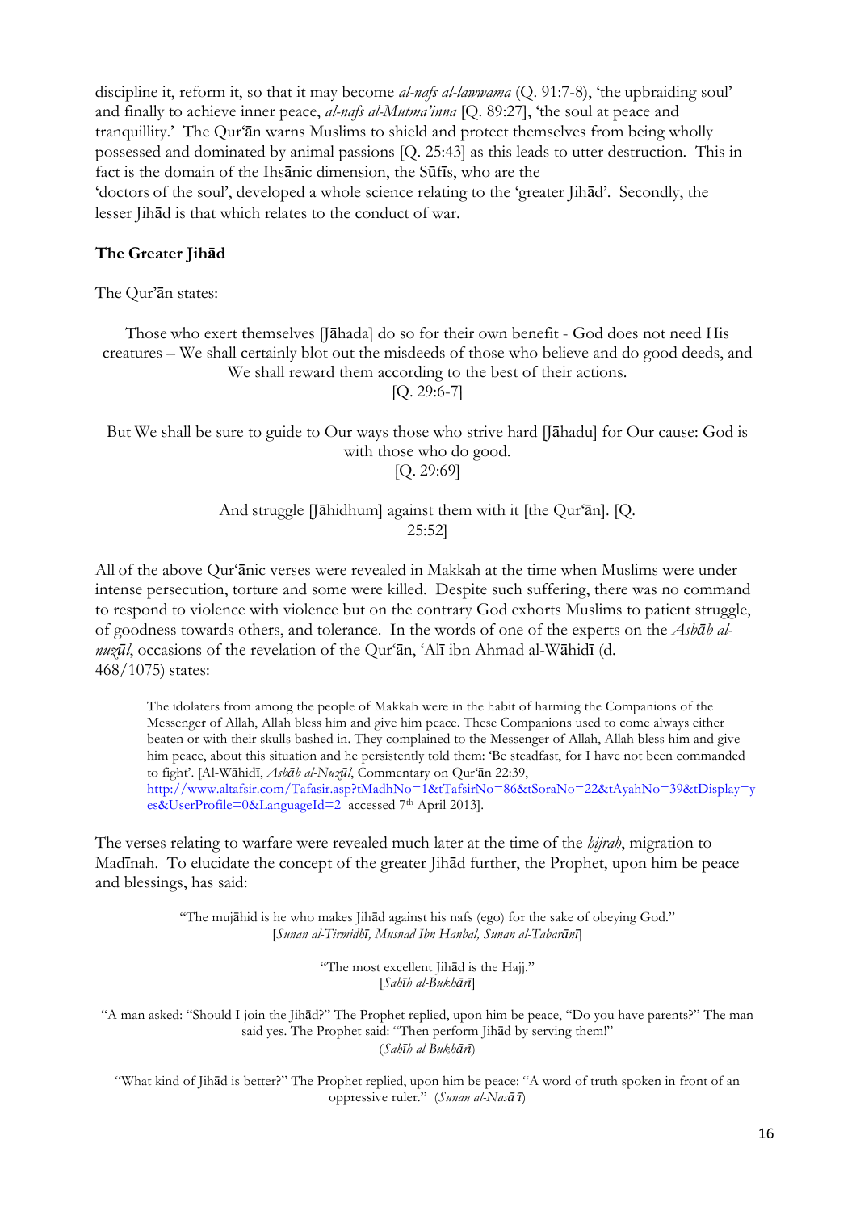discipline it, reform it, so that it may become *al-nafs al-lawwama* (Q. 91:7-8), 'the upbraiding soul' and finally to achieve inner peace, *al-nafs al-Mutma'inna* [Q. 89:27], 'the soul at peace and tranquillity.' The Qur'ān warns Muslims to shield and protect themselves from being wholly possessed and dominated by animal passions [Q. 25:43] as this leads to utter destruction. This in fact is the domain of the Ihsānic dimension, the Sūfīs, who are the 'doctors of the soul', developed a whole science relating to the 'greater Jihād'. Secondly, the lesser Jihād is that which relates to the conduct of war.

**The Greater Jihād**

The Qur'ān states:

> Those who exert themselves [Jāhada] do so for their own benefit - God does not need His creatures – We shall certainly blot out the misdeeds of those who believe and do good deeds, and We shall reward them according to the best of their actions.
> [Q. 29:6-7]

> But We shall be sure to guide to Our ways those who strive hard [Jāhadu] for Our cause: God is with those who do good.
> [Q. 29:69]

> And struggle [Jāhidhum] against them with it [the Qur'ān]. [Q. 25:52]

All of the above Qur'ānic verses were revealed in Makkah at the time when Muslims were under intense persecution, torture and some were killed. Despite such suffering, there was no command to respond to violence with violence but on the contrary God exhorts Muslims to patient struggle, of goodness towards others, and tolerance. In the words of one of the experts on the *Asbāb al-nuzūl*, occasions of the revelation of the Qur'ān, 'Alī ibn Ahmad al-Wāhidī (d. 468/1075) states:

> The idolaters from among the people of Makkah were in the habit of harming the Companions of the Messenger of Allah, Allah bless him and give him peace. These Companions used to come always either beaten or with their skulls bashed in. They complained to the Messenger of Allah, Allah bless him and give him peace, about this situation and he persistently told them: 'Be steadfast, for I have not been commanded to fight'. [Al-Wāhidī, *Asbāb al-Nuzūl*, Commentary on Qur'ān 22:39, http://www.altafsir.com/Tafasir.asp?tMadhNo=1&tTafsirNo=86&tSoraNo=22&tAyahNo=39&tDisplay=yes&UserProfile=0&LanguageId=2 accessed 7th April 2013].

The verses relating to warfare were revealed much later at the time of the *hijrah*, migration to Madīnah. To elucidate the concept of the greater Jihād further, the Prophet, upon him be peace and blessings, has said:

> "The mujāhid is he who makes Jihād against his nafs (ego) for the sake of obeying God."
> [*Sunan al-Tirmidhī, Musnad Ibn Hanbal, Sunan al-Tabarānī*]

> "The most excellent Jihād is the Hajj."
> [*Sahīh al-Bukhārī*]

> "A man asked: "Should I join the Jihād?" The Prophet replied, upon him be peace, "Do you have parents?" The man said yes. The Prophet said: "Then perform Jihād by serving them!"
> (*Sahīh al-Bukhārī*)

> "What kind of Jihād is better?" The Prophet replied, upon him be peace: "A word of truth spoken in front of an oppressive ruler." (*Sunan al-Nasā'ī*)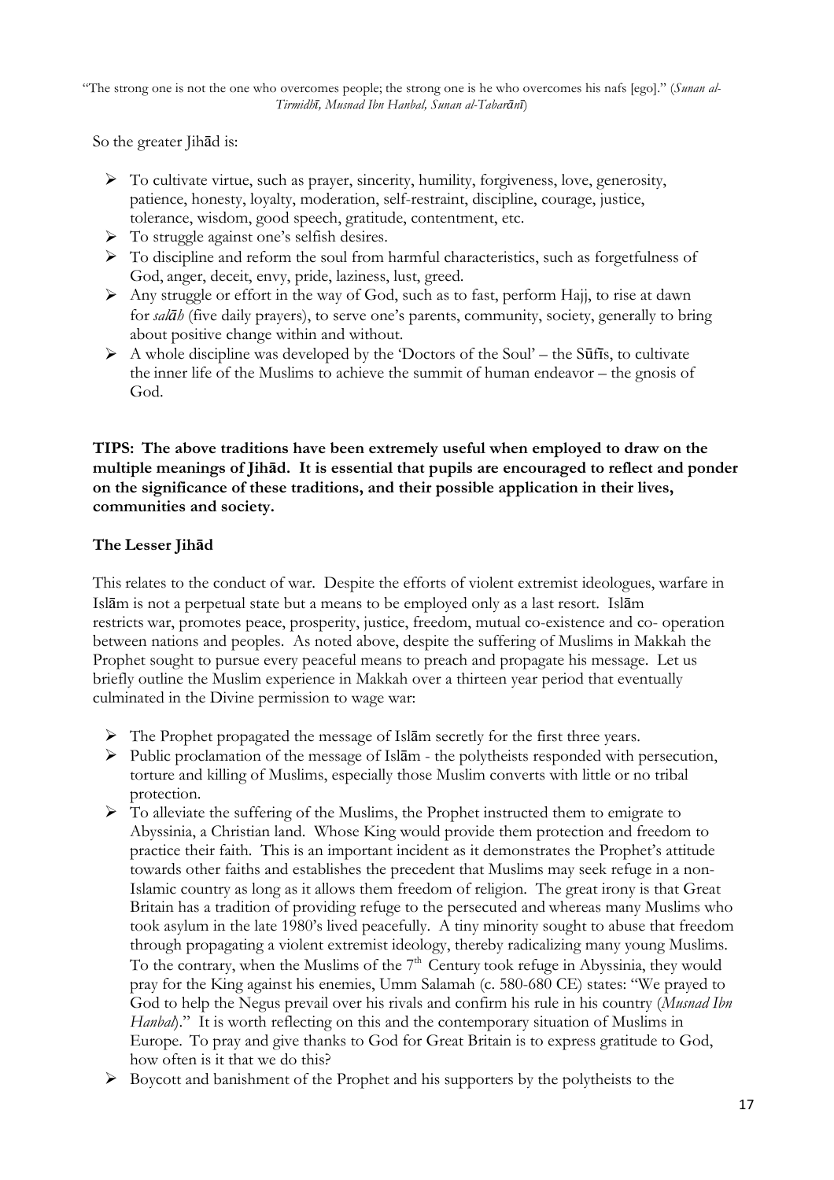"The strong one is not the one who overcomes people; the strong one is he who overcomes his nafs [ego]." (*Sunan al-Tirmidhī, Musnad Ibn Hanbal, Sunan al-Tabarānī*)

So the greater Jihād is:

- To cultivate virtue, such as prayer, sincerity, humility, forgiveness, love, generosity, patience, honesty, loyalty, moderation, self-restraint, discipline, courage, justice, tolerance, wisdom, good speech, gratitude, contentment, etc.
- To struggle against one's selfish desires.
- To discipline and reform the soul from harmful characteristics, such as forgetfulness of God, anger, deceit, envy, pride, laziness, lust, greed.
- Any struggle or effort in the way of God, such as to fast, perform Hajj, to rise at dawn for *salāh* (five daily prayers), to serve one's parents, community, society, generally to bring about positive change within and without.
- A whole discipline was developed by the 'Doctors of the Soul' – the Sūfīs, to cultivate the inner life of the Muslims to achieve the summit of human endeavor – the gnosis of God.

**TIPS: The above traditions have been extremely useful when employed to draw on the multiple meanings of Jihād. It is essential that pupils are encouraged to reflect and ponder on the significance of these traditions, and their possible application in their lives, communities and society.**

### The Lesser Jihād

This relates to the conduct of war. Despite the efforts of violent extremist ideologues, warfare in Islām is not a perpetual state but a means to be employed only as a last resort. Islām restricts war, promotes peace, prosperity, justice, freedom, mutual co-existence and co- operation between nations and peoples. As noted above, despite the suffering of Muslims in Makkah the Prophet sought to pursue every peaceful means to preach and propagate his message. Let us briefly outline the Muslim experience in Makkah over a thirteen year period that eventually culminated in the Divine permission to wage war:

- The Prophet propagated the message of Islām secretly for the first three years.
- Public proclamation of the message of Islām - the polytheists responded with persecution, torture and killing of Muslims, especially those Muslim converts with little or no tribal protection.
- To alleviate the suffering of the Muslims, the Prophet instructed them to emigrate to Abyssinia, a Christian land. Whose King would provide them protection and freedom to practice their faith. This is an important incident as it demonstrates the Prophet's attitude towards other faiths and establishes the precedent that Muslims may seek refuge in a non-Islamic country as long as it allows them freedom of religion. The great irony is that Great Britain has a tradition of providing refuge to the persecuted and whereas many Muslims who took asylum in the late 1980's lived peacefully. A tiny minority sought to abuse that freedom through propagating a violent extremist ideology, thereby radicalizing many young Muslims. To the contrary, when the Muslims of the 7th Century took refuge in Abyssinia, they would pray for the King against his enemies, Umm Salamah (c. 580-680 CE) states: "We prayed to God to help the Negus prevail over his rivals and confirm his rule in his country (*Musnad Ibn Hanbal*)." It is worth reflecting on this and the contemporary situation of Muslims in Europe. To pray and give thanks to God for Great Britain is to express gratitude to God, how often is it that we do this?
- Boycott and banishment of the Prophet and his supporters by the polytheists to the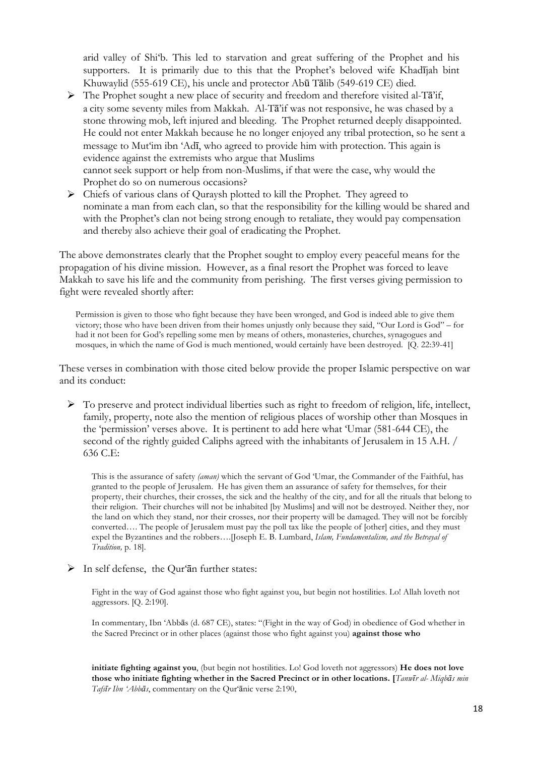arid valley of Shi'b. This led to starvation and great suffering of the Prophet and his supporters. It is primarily due to this that the Prophet's beloved wife Khadījah bint Khuwaylid (555-619 CE), his uncle and protector Abū Tālib (549-619 CE) died.

- The Prophet sought a new place of security and freedom and therefore visited al-Tā'if, a city some seventy miles from Makkah. Al-Tā'if was not responsive, he was chased by a stone throwing mob, left injured and bleeding. The Prophet returned deeply disappointed. He could not enter Makkah because he no longer enjoyed any tribal protection, so he sent a message to Mut'im ibn 'Adī, who agreed to provide him with protection. This again is evidence against the extremists who argue that Muslims cannot seek support or help from non-Muslims, if that were the case, why would the Prophet do so on numerous occasions?
- Chiefs of various clans of Quraysh plotted to kill the Prophet. They agreed to nominate a man from each clan, so that the responsibility for the killing would be shared and with the Prophet's clan not being strong enough to retaliate, they would pay compensation and thereby also achieve their goal of eradicating the Prophet.

The above demonstrates clearly that the Prophet sought to employ every peaceful means for the propagation of his divine mission. However, as a final resort the Prophet was forced to leave Makkah to save his life and the community from perishing. The first verses giving permission to fight were revealed shortly after:

> Permission is given to those who fight because they have been wronged, and God is indeed able to give them victory; those who have been driven from their homes unjustly only because they said, "Our Lord is God" – for had it not been for God's repelling some men by means of others, monasteries, churches, synagogues and mosques, in which the name of God is much mentioned, would certainly have been destroyed. [Q. 22:39-41]

These verses in combination with those cited below provide the proper Islamic perspective on war and its conduct:

- To preserve and protect individual liberties such as right to freedom of religion, life, intellect, family, property, note also the mention of religious places of worship other than Mosques in the 'permission' verses above. It is pertinent to add here what 'Umar (581-644 CE), the second of the rightly guided Caliphs agreed with the inhabitants of Jerusalem in 15 A.H. / 636 C.E:

> This is the assurance of safety *(aman)* which the servant of God 'Umar, the Commander of the Faithful, has granted to the people of Jerusalem. He has given them an assurance of safety for themselves, for their property, their churches, their crosses, the sick and the healthy of the city, and for all the rituals that belong to their religion. Their churches will not be inhabited [by Muslims] and will not be destroyed. Neither they, nor the land on which they stand, nor their crosses, nor their property will be damaged. They will not be forcibly converted…. The people of Jerusalem must pay the poll tax like the people of [other] cities, and they must expel the Byzantines and the robbers….[Joseph E. B. Lumbard, *Islam, Fundamentalism, and the Betrayal of Tradition,* p. 18].

- In self defense, the Qur'ān further states:

> Fight in the way of God against those who fight against you, but begin not hostilities. Lo! Allah loveth not aggressors. [Q. 2:190].
>
> In commentary, Ibn 'Abbās (d. 687 CE), states: "(Fight in the way of God) in obedience of God whether in the Sacred Precinct or in other places (against those who fight against you) **against those who initiate fighting against you**, (but begin not hostilities. Lo! God loveth not aggressors) **He does not love those who initiate fighting whether in the Sacred Precinct or in other locations. [***Tanwīr al- Miqbās min Tafsīr Ibn 'Abbās*, commentary on the Qur'ānic verse 2:190,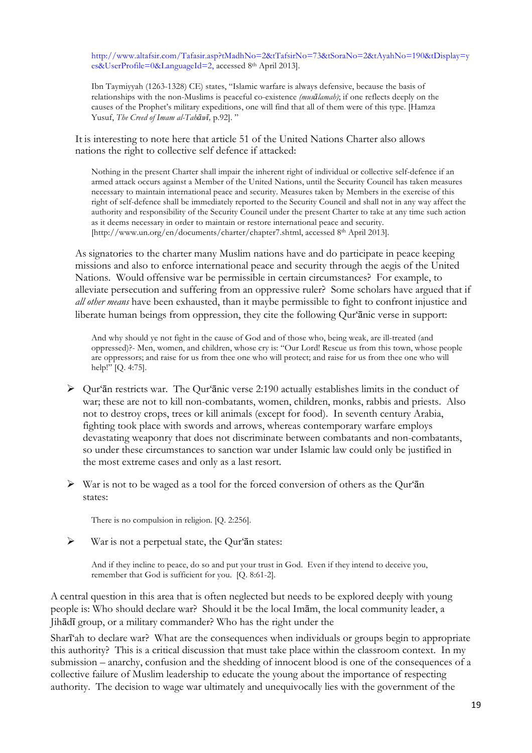http://www.altafsir.com/Tafasir.asp?tMadhNo=2&tTafsirNo=73&tSoraNo=2&tAyahNo=190&tDisplay=yes&UserProfile=0&LanguageId=2, accessed 8th April 2013].

> Ibn Taymiyyah (1263-1328) CE) states, "Islamic warfare is always defensive, because the basis of relationships with the non-Muslims is peaceful co-existence *(musālamah)*; if one reflects deeply on the causes of the Prophet's military expeditions, one will find that all of them were of this type. [Hamza Yusuf, *The Creed of Imam al-Tahāwī,* p.92]. "

It is interesting to note here that article 51 of the United Nations Charter also allows nations the right to collective self defence if attacked:

> Nothing in the present Charter shall impair the inherent right of individual or collective self-defence if an armed attack occurs against a Member of the United Nations, until the Security Council has taken measures necessary to maintain international peace and security. Measures taken by Members in the exercise of this right of self-defence shall be immediately reported to the Security Council and shall not in any way affect the authority and responsibility of the Security Council under the present Charter to take at any time such action as it deems necessary in order to maintain or restore international peace and security. [http://www.un.org/en/documents/charter/chapter7.shtml, accessed 8th April 2013].

As signatories to the charter many Muslim nations have and do participate in peace keeping missions and also to enforce international peace and security through the aegis of the United Nations. Would offensive war be permissible in certain circumstances? For example, to alleviate persecution and suffering from an oppressive ruler? Some scholars have argued that if *all other means* have been exhausted, than it maybe permissible to fight to confront injustice and liberate human beings from oppression, they cite the following Qur'ānic verse in support:

> And why should ye not fight in the cause of God and of those who, being weak, are ill-treated (and oppressed)?- Men, women, and children, whose cry is: "Our Lord! Rescue us from this town, whose people are oppressors; and raise for us from thee one who will protect; and raise for us from thee one who will help!" [Q. 4:75].

- Qur'ān restricts war. The Qur'ānic verse 2:190 actually establishes limits in the conduct of war; these are not to kill non-combatants, women, children, monks, rabbis and priests. Also not to destroy crops, trees or kill animals (except for food). In seventh century Arabia, fighting took place with swords and arrows, whereas contemporary warfare employs devastating weaponry that does not discriminate between combatants and non-combatants, so under these circumstances to sanction war under Islamic law could only be justified in the most extreme cases and only as a last resort.

- War is not to be waged as a tool for the forced conversion of others as the Qur'ān states:

> There is no compulsion in religion. [Q. 2:256].

- War is not a perpetual state, the Qur'ān states:

> And if they incline to peace, do so and put your trust in God. Even if they intend to deceive you, remember that God is sufficient for you. [Q. 8:61-2].

A central question in this area that is often neglected but needs to be explored deeply with young people is: Who should declare war? Should it be the local Imām, the local community leader, a Jihādī group, or a military commander? Who has the right under the Sharī'ah to declare war? What are the consequences when individuals or groups begin to appropriate this authority? This is a critical discussion that must take place within the classroom context. In my submission – anarchy, confusion and the shedding of innocent blood is one of the consequences of a collective failure of Muslim leadership to educate the young about the importance of respecting authority. The decision to wage war ultimately and unequivocally lies with the government of the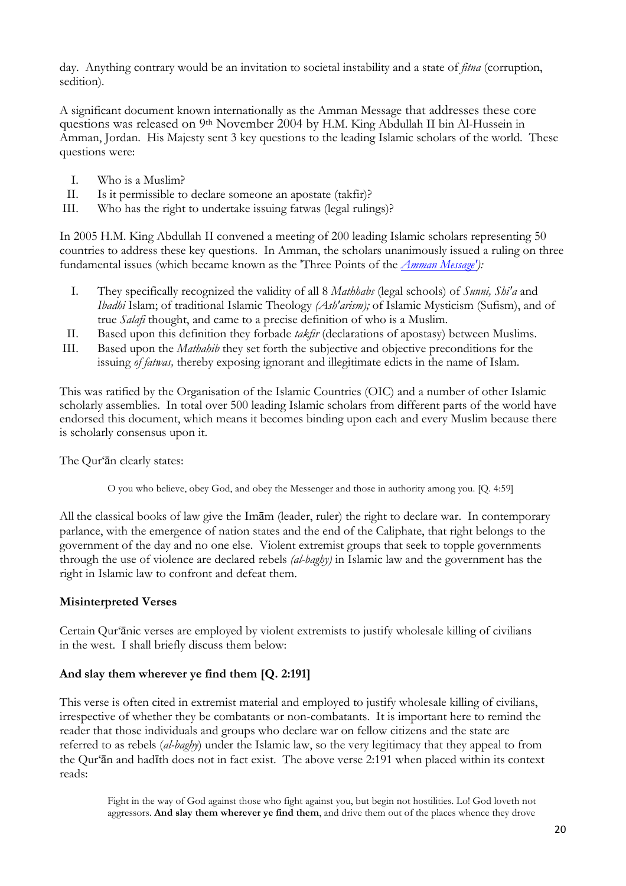day. Anything contrary would be an invitation to societal instability and a state of *fitna* (corruption, sedition).

A significant document known internationally as the Amman Message that addresses these core questions was released on 9th November 2004 by H.M. King Abdullah II bin Al-Hussein in Amman, Jordan. His Majesty sent 3 key questions to the leading Islamic scholars of the world. These questions were:

I. Who is a Muslim?
II. Is it permissible to declare someone an apostate (takfir)?
III. Who has the right to undertake issuing fatwas (legal rulings)?

In 2005 H.M. King Abdullah II convened a meeting of 200 leading Islamic scholars representing 50 countries to address these key questions. In Amman, the scholars unanimously issued a ruling on three fundamental issues (which became known as the 'Three Points of the *Amman Message'):*

I. They specifically recognized the validity of all 8 *Mathhabs* (legal schools) of *Sunni, Shi'a* and *Ibadhi* Islam; of traditional Islamic Theology *(Ash'arism);* of Islamic Mysticism (Sufism), and of true *Salafi* thought, and came to a precise definition of who is a Muslim.
II. Based upon this definition they forbade *takfir* (declarations of apostasy) between Muslims.
III. Based upon the *Mathahib* they set forth the subjective and objective preconditions for the issuing *of fatwas,* thereby exposing ignorant and illegitimate edicts in the name of Islam.

This was ratified by the Organisation of the Islamic Countries (OIC) and a number of other Islamic scholarly assemblies. In total over 500 leading Islamic scholars from different parts of the world have endorsed this document, which means it becomes binding upon each and every Muslim because there is scholarly consensus upon it.

The Qur'ān clearly states:

> O you who believe, obey God, and obey the Messenger and those in authority among you. [Q. 4:59]

All the classical books of law give the Imām (leader, ruler) the right to declare war. In contemporary parlance, with the emergence of nation states and the end of the Caliphate, that right belongs to the government of the day and no one else. Violent extremist groups that seek to topple governments through the use of violence are declared rebels *(al-baghy)* in Islamic law and the government has the right in Islamic law to confront and defeat them.

### Misinterpreted Verses

Certain Qur'ānic verses are employed by violent extremists to justify wholesale killing of civilians in the west. I shall briefly discuss them below:

### And slay them wherever ye find them [Q. 2:191]

This verse is often cited in extremist material and employed to justify wholesale killing of civilians, irrespective of whether they be combatants or non-combatants. It is important here to remind the reader that those individuals and groups who declare war on fellow citizens and the state are referred to as rebels (*al-baghy*) under the Islamic law, so the very legitimacy that they appeal to from the Qur'ān and hadīth does not in fact exist. The above verse 2:191 when placed within its context reads:

> Fight in the way of God against those who fight against you, but begin not hostilities. Lo! God loveth not aggressors. **And slay them wherever ye find them**, and drive them out of the places whence they drove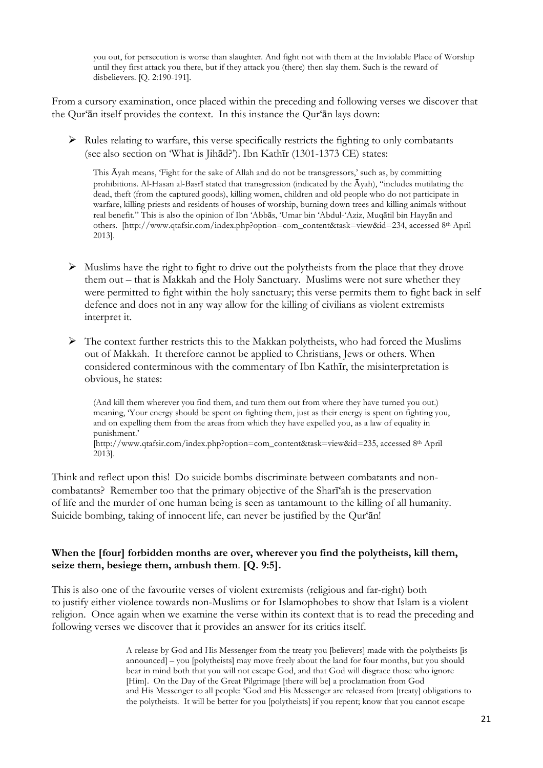> you out, for persecution is worse than slaughter. And fight not with them at the Inviolable Place of Worship until they first attack you there, but if they attack you (there) then slay them. Such is the reward of disbelievers. [Q. 2:190-191].

From a cursory examination, once placed within the preceding and following verses we discover that the Qur'ān itself provides the context. In this instance the Qur'ān lays down:

- Rules relating to warfare, this verse specifically restricts the fighting to only combatants (see also section on 'What is Jihād?'). Ibn Kathīr (1301-1373 CE) states:

> This Āyah means, 'Fight for the sake of Allah and do not be transgressors,' such as, by committing prohibitions. Al-Hasan al-Basrī stated that transgression (indicated by the Āyah), "includes mutilating the dead, theft (from the captured goods), killing women, children and old people who do not participate in warfare, killing priests and residents of houses of worship, burning down trees and killing animals without real benefit." This is also the opinion of Ibn 'Abbās, 'Umar bin 'Abdul-'Aziz, Muqātil bin Hayyān and others. [http://www.qtafsir.com/index.php?option=com_content&task=view&id=234, accessed 8th April 2013].

- Muslims have the right to fight to drive out the polytheists from the place that they drove them out – that is Makkah and the Holy Sanctuary. Muslims were not sure whether they were permitted to fight within the holy sanctuary; this verse permits them to fight back in self defence and does not in any way allow for the killing of civilians as violent extremists interpret it.

- The context further restricts this to the Makkan polytheists, who had forced the Muslims out of Makkah. It therefore cannot be applied to Christians, Jews or others. When considered conterminous with the commentary of Ibn Kathīr, the misinterpretation is obvious, he states:

> (And kill them wherever you find them, and turn them out from where they have turned you out.) meaning, 'Your energy should be spent on fighting them, just as their energy is spent on fighting you, and on expelling them from the areas from which they have expelled you, as a law of equality in punishment.'
> [http://www.qtafsir.com/index.php?option=com_content&task=view&id=235, accessed 8th April 2013].

Think and reflect upon this! Do suicide bombs discriminate between combatants and non-combatants? Remember too that the primary objective of the Sharī'ah is the preservation of life and the murder of one human being is seen as tantamount to the killing of all humanity. Suicide bombing, taking of innocent life, can never be justified by the Qur'ān!

**When the [four] forbidden months are over, wherever you find the polytheists, kill them, seize them, besiege them, ambush them. [Q. 9:5].**

This is also one of the favourite verses of violent extremists (religious and far-right) both to justify either violence towards non-Muslims or for Islamophobes to show that Islam is a violent religion. Once again when we examine the verse within its context that is to read the preceding and following verses we discover that it provides an answer for its critics itself.

> A release by God and His Messenger from the treaty you [believers] made with the polytheists [is announced] – you [polytheists] may move freely about the land for four months, but you should bear in mind both that you will not escape God, and that God will disgrace those who ignore [Him]. On the Day of the Great Pilgrimage [there will be] a proclamation from God and His Messenger to all people: 'God and His Messenger are released from [treaty] obligations to the polytheists. It will be better for you [polytheists] if you repent; know that you cannot escape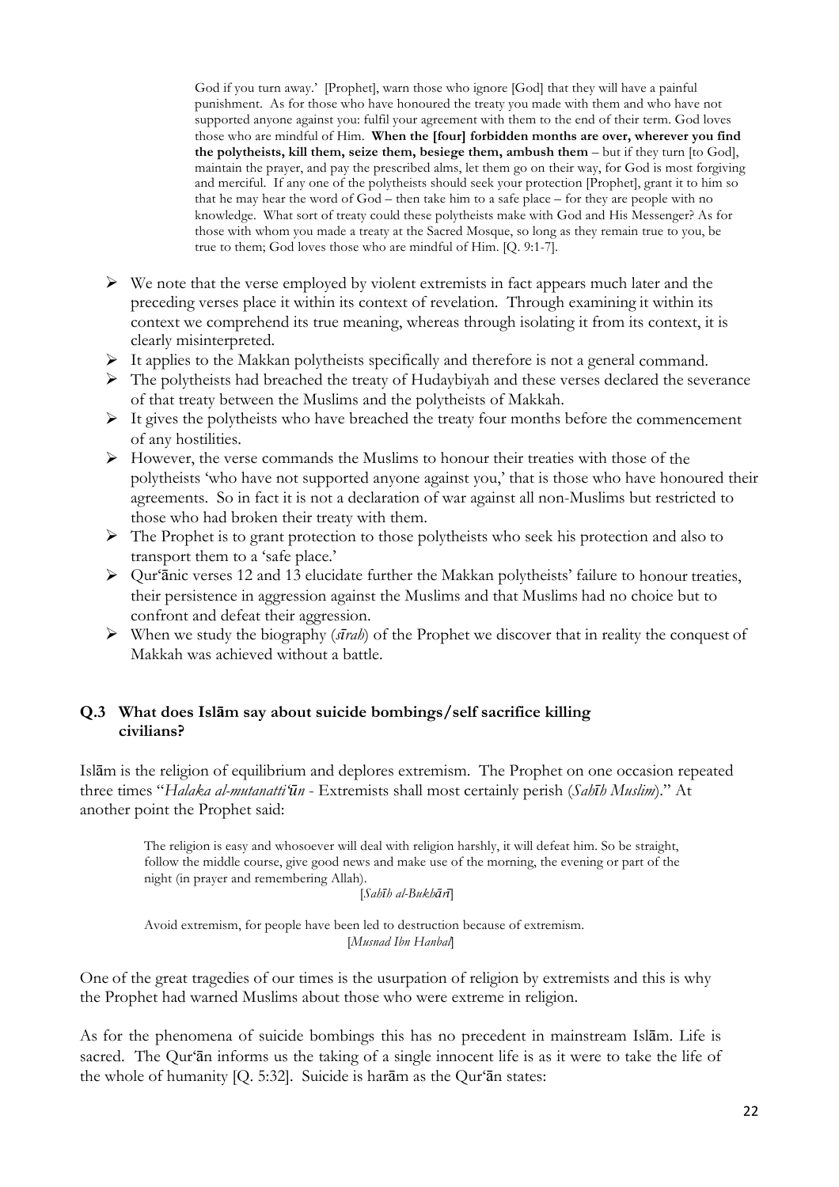> God if you turn away.' [Prophet], warn those who ignore [God] that they will have a painful punishment. As for those who have honoured the treaty you made with them and who have not supported anyone against you: fulfil your agreement with them to the end of their term. God loves those who are mindful of Him. **When the [four] forbidden months are over, wherever you find the polytheists, kill them, seize them, besiege them, ambush them** – but if they turn [to God], maintain the prayer, and pay the prescribed alms, let them go on their way, for God is most forgiving and merciful. If any one of the polytheists should seek your protection [Prophet], grant it to him so that he may hear the word of God – then take him to a safe place – for they are people with no knowledge. What sort of treaty could these polytheists make with God and His Messenger? As for those with whom you made a treaty at the Sacred Mosque, so long as they remain true to you, be true to them; God loves those who are mindful of Him. [Q. 9:1-7].

- We note that the verse employed by violent extremists in fact appears much later and the preceding verses place it within its context of revelation. Through examining it within its context we comprehend its true meaning, whereas through isolating it from its context, it is clearly misinterpreted.
- It applies to the Makkan polytheists specifically and therefore is not a general command.
- The polytheists had breached the treaty of Hudaybiyah and these verses declared the severance of that treaty between the Muslims and the polytheists of Makkah.
- It gives the polytheists who have breached the treaty four months before the commencement of any hostilities.
- However, the verse commands the Muslims to honour their treaties with those of the polytheists 'who have not supported anyone against you,' that is those who have honoured their agreements. So in fact it is not a declaration of war against all non-Muslims but restricted to those who had broken their treaty with them.
- The Prophet is to grant protection to those polytheists who seek his protection and also to transport them to a 'safe place.'
- Qur'ānic verses 12 and 13 elucidate further the Makkan polytheists' failure to honour treaties, their persistence in aggression against the Muslims and that Muslims had no choice but to confront and defeat their aggression.
- When we study the biography (*sīrah*) of the Prophet we discover that in reality the conquest of Makkah was achieved without a battle.

### Q.3 What does Islām say about suicide bombings/self sacrifice killing civilians?

Islām is the religion of equilibrium and deplores extremism. The Prophet on one occasion repeated three times "*Halaka al-mutanatti'ūn* - Extremists shall most certainly perish (*Sahīh Muslim*)." At another point the Prophet said:

> The religion is easy and whosoever will deal with religion harshly, it will defeat him. So be straight, follow the middle course, give good news and make use of the morning, the evening or part of the night (in prayer and remembering Allah).
>
> [*Sahīh al-Bukhārī*]
>
> Avoid extremism, for people have been led to destruction because of extremism.
>
> [*Musnad Ibn Hanbal*]

One of the great tragedies of our times is the usurpation of religion by extremists and this is why the Prophet had warned Muslims about those who were extreme in religion.

As for the phenomena of suicide bombings this has no precedent in mainstream Islām. Life is sacred. The Qur'ān informs us the taking of a single innocent life is as it were to take the life of the whole of humanity [Q. 5:32]. Suicide is harām as the Qur'ān states: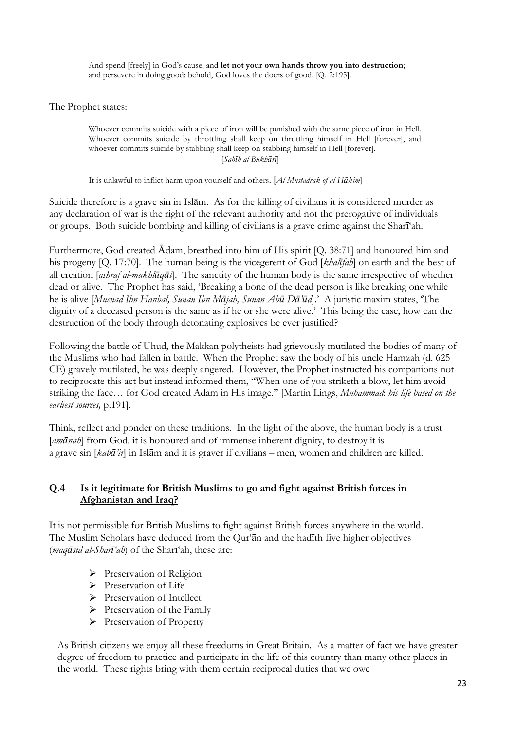> And spend [freely] in God's cause, and **let not your own hands throw you into destruction**; and persevere in doing good: behold, God loves the doers of good. [Q. 2:195].

The Prophet states:

> Whoever commits suicide with a piece of iron will be punished with the same piece of iron in Hell. Whoever commits suicide by throttling shall keep on throttling himself in Hell [forever], and whoever commits suicide by stabbing shall keep on stabbing himself in Hell [forever].
> [*Sahīh al-Bukhārī*]

> It is unlawful to inflict harm upon yourself and others. [*Al-Mustadrak of al-Hākim*]

Suicide therefore is a grave sin in Islām. As for the killing of civilians it is considered murder as any declaration of war is the right of the relevant authority and not the prerogative of individuals or groups. Both suicide bombing and killing of civilians is a grave crime against the Sharī'ah.

Furthermore, God created Ādam, breathed into him of His spirit [Q. 38:71] and honoured him and his progeny [Q. 17:70]. The human being is the vicegerent of God [*khalīfah*] on earth and the best of all creation [*ashraf al-makhlūqāt*]. The sanctity of the human body is the same irrespective of whether dead or alive. The Prophet has said, 'Breaking a bone of the dead person is like breaking one while he is alive [*Musnad Ibn Hanbal, Sunan Ibn Mājah, Sunan Abū Dā'ūd*].' A juristic maxim states, 'The dignity of a deceased person is the same as if he or she were alive.' This being the case, how can the destruction of the body through detonating explosives be ever justified?

Following the battle of Uhud, the Makkan polytheists had grievously mutilated the bodies of many of the Muslims who had fallen in battle. When the Prophet saw the body of his uncle Hamzah (d. 625 CE) gravely mutilated, he was deeply angered. However, the Prophet instructed his companions not to reciprocate this act but instead informed them, "When one of you striketh a blow, let him avoid striking the face… for God created Adam in His image." [Martin Lings, *Muhammad*: *his life based on the earliest sources,* p.191].

Think, reflect and ponder on these traditions. In the light of the above, the human body is a trust [*amānah*] from God, it is honoured and of immense inherent dignity, to destroy it is a grave sin [*kabā'ir*] in Islām and it is graver if civilians – men, women and children are killed.

## **Q.4 Is it legitimate for British Muslims to go and fight against British forces in Afghanistan and Iraq?**

It is not permissible for British Muslims to fight against British forces anywhere in the world. The Muslim Scholars have deduced from the Qur'ān and the hadīth five higher objectives (*maqāsid al-Sharī'ah*) of the Sharī'ah, these are:

- Preservation of Religion
- Preservation of Life
- Preservation of Intellect
- Preservation of the Family
- Preservation of Property

As British citizens we enjoy all these freedoms in Great Britain. As a matter of fact we have greater degree of freedom to practice and participate in the life of this country than many other places in the world. These rights bring with them certain reciprocal duties that we owe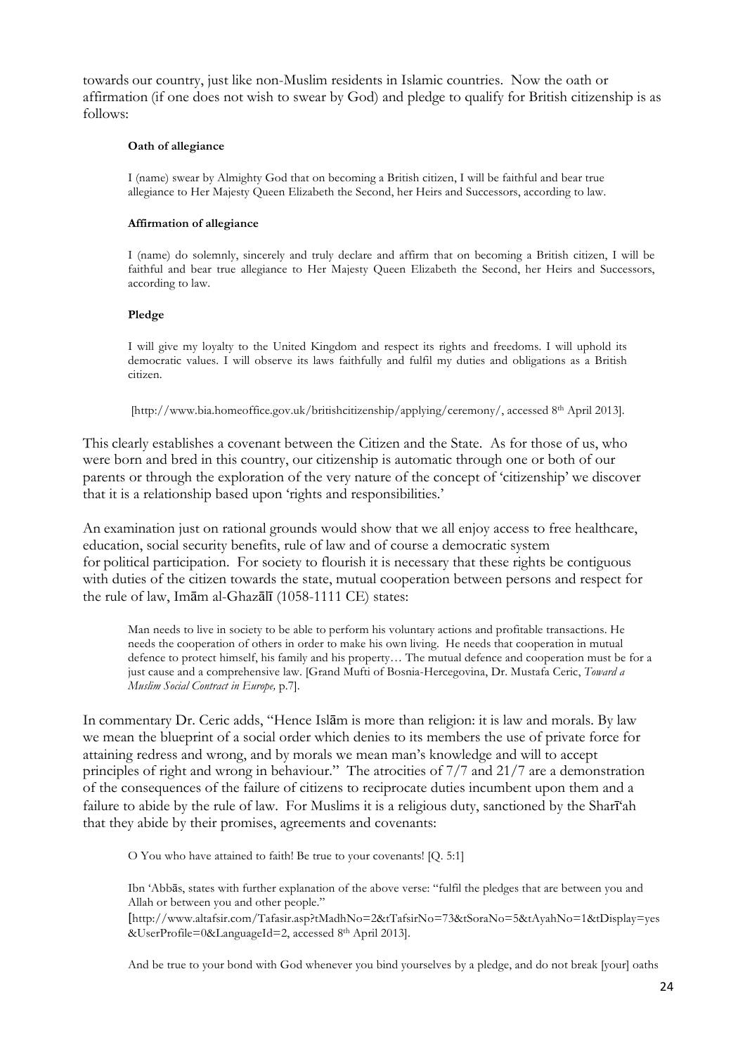towards our country, just like non-Muslim residents in Islamic countries. Now the oath or affirmation (if one does not wish to swear by God) and pledge to qualify for British citizenship is as follows:

> **Oath of allegiance**
>
> I (name) swear by Almighty God that on becoming a British citizen, I will be faithful and bear true allegiance to Her Majesty Queen Elizabeth the Second, her Heirs and Successors, according to law.
>
> **Affirmation of allegiance**
>
> I (name) do solemnly, sincerely and truly declare and affirm that on becoming a British citizen, I will be faithful and bear true allegiance to Her Majesty Queen Elizabeth the Second, her Heirs and Successors, according to law.
>
> **Pledge**
>
> I will give my loyalty to the United Kingdom and respect its rights and freedoms. I will uphold its democratic values. I will observe its laws faithfully and fulfil my duties and obligations as a British citizen.
>
> [http://www.bia.homeoffice.gov.uk/britishcitizenship/applying/ceremony/, accessed 8th April 2013].

This clearly establishes a covenant between the Citizen and the State. As for those of us, who were born and bred in this country, our citizenship is automatic through one or both of our parents or through the exploration of the very nature of the concept of 'citizenship' we discover that it is a relationship based upon 'rights and responsibilities.'

An examination just on rational grounds would show that we all enjoy access to free healthcare, education, social security benefits, rule of law and of course a democratic system for political participation. For society to flourish it is necessary that these rights be contiguous with duties of the citizen towards the state, mutual cooperation between persons and respect for the rule of law, Imām al-Ghazālī (1058-1111 CE) states:

> Man needs to live in society to be able to perform his voluntary actions and profitable transactions. He needs the cooperation of others in order to make his own living. He needs that cooperation in mutual defence to protect himself, his family and his property… The mutual defence and cooperation must be for a just cause and a comprehensive law. [Grand Mufti of Bosnia-Hercegovina, Dr. Mustafa Ceric, *Toward a Muslim Social Contract in Europe,* p.7].

In commentary Dr. Ceric adds, "Hence Islām is more than religion: it is law and morals. By law we mean the blueprint of a social order which denies to its members the use of private force for attaining redress and wrong, and by morals we mean man's knowledge and will to accept principles of right and wrong in behaviour." The atrocities of 7/7 and 21/7 are a demonstration of the consequences of the failure of citizens to reciprocate duties incumbent upon them and a failure to abide by the rule of law. For Muslims it is a religious duty, sanctioned by the Sharī'ah that they abide by their promises, agreements and covenants:

> O You who have attained to faith! Be true to your covenants! [Q. 5:1]
>
> Ibn 'Abbās, states with further explanation of the above verse: "fulfil the pledges that are between you and Allah or between you and other people."
> [http://www.altafsir.com/Tafasir.asp?tMadhNo=2&tTafsirNo=73&tSoraNo=5&tAyahNo=1&tDisplay=yes&UserProfile=0&LanguageId=2, accessed 8th April 2013].
>
> And be true to your bond with God whenever you bind yourselves by a pledge, and do not break [your] oaths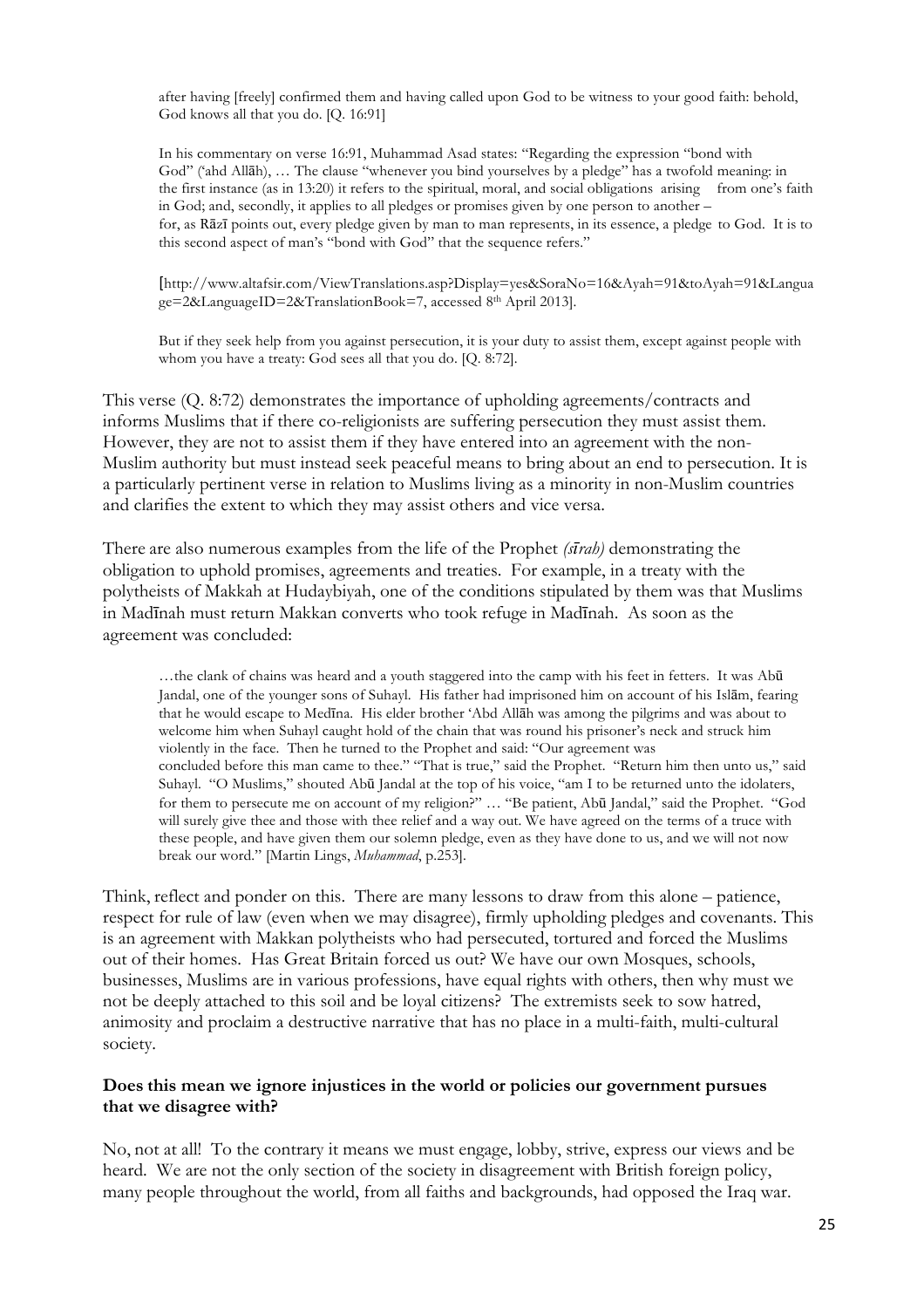> after having [freely] confirmed them and having called upon God to be witness to your good faith: behold, God knows all that you do. [Q. 16:91]
>
> In his commentary on verse 16:91, Muhammad Asad states: "Regarding the expression "bond with God" ('ahd Allāh), … The clause "whenever you bind yourselves by a pledge" has a twofold meaning: in the first instance (as in 13:20) it refers to the spiritual, moral, and social obligations arising from one's faith in God; and, secondly, it applies to all pledges or promises given by one person to another – for, as Rāzī points out, every pledge given by man to man represents, in its essence, a pledge to God. It is to this second aspect of man's "bond with God" that the sequence refers."
>
> [http://www.altafsir.com/ViewTranslations.asp?Display=yes&SoraNo=16&Ayah=91&toAyah=91&Language=2&LanguageID=2&TranslationBook=7, accessed 8th April 2013].
>
> But if they seek help from you against persecution, it is your duty to assist them, except against people with whom you have a treaty: God sees all that you do. [Q. 8:72].

This verse (Q. 8:72) demonstrates the importance of upholding agreements/contracts and informs Muslims that if there co-religionists are suffering persecution they must assist them. However, they are not to assist them if they have entered into an agreement with the non-Muslim authority but must instead seek peaceful means to bring about an end to persecution. It is a particularly pertinent verse in relation to Muslims living as a minority in non-Muslim countries and clarifies the extent to which they may assist others and vice versa.

There are also numerous examples from the life of the Prophet *(sīrah)* demonstrating the obligation to uphold promises, agreements and treaties. For example, in a treaty with the polytheists of Makkah at Hudaybiyah, one of the conditions stipulated by them was that Muslims in Madīnah must return Makkan converts who took refuge in Madīnah. As soon as the agreement was concluded:

> …the clank of chains was heard and a youth staggered into the camp with his feet in fetters. It was Abū Jandal, one of the younger sons of Suhayl. His father had imprisoned him on account of his Islām, fearing that he would escape to Medīna. His elder brother 'Abd Allāh was among the pilgrims and was about to welcome him when Suhayl caught hold of the chain that was round his prisoner's neck and struck him violently in the face. Then he turned to the Prophet and said: "Our agreement was concluded before this man came to thee." "That is true," said the Prophet. "Return him then unto us," said Suhayl. "O Muslims," shouted Abū Jandal at the top of his voice, "am I to be returned unto the idolaters, for them to persecute me on account of my religion?" … "Be patient, Abū Jandal," said the Prophet. "God will surely give thee and those with thee relief and a way out. We have agreed on the terms of a truce with these people, and have given them our solemn pledge, even as they have done to us, and we will not now break our word." [Martin Lings, *Muhammad*, p.253].

Think, reflect and ponder on this. There are many lessons to draw from this alone – patience, respect for rule of law (even when we may disagree), firmly upholding pledges and covenants. This is an agreement with Makkan polytheists who had persecuted, tortured and forced the Muslims out of their homes. Has Great Britain forced us out? We have our own Mosques, schools, businesses, Muslims are in various professions, have equal rights with others, then why must we not be deeply attached to this soil and be loyal citizens? The extremists seek to sow hatred, animosity and proclaim a destructive narrative that has no place in a multi-faith, multi-cultural society.

**Does this mean we ignore injustices in the world or policies our government pursues that we disagree with?**

No, not at all! To the contrary it means we must engage, lobby, strive, express our views and be heard. We are not the only section of the society in disagreement with British foreign policy, many people throughout the world, from all faiths and backgrounds, had opposed the Iraq war.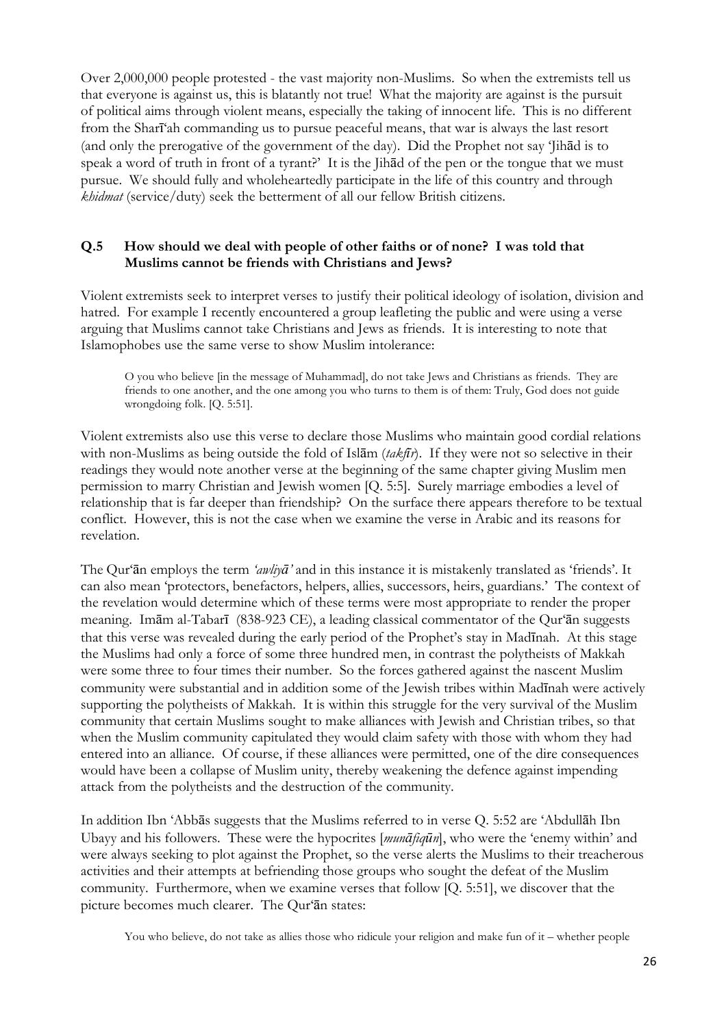Over 2,000,000 people protested - the vast majority non-Muslims. So when the extremists tell us that everyone is against us, this is blatantly not true! What the majority are against is the pursuit of political aims through violent means, especially the taking of innocent life. This is no different from the Sharī'ah commanding us to pursue peaceful means, that war is always the last resort (and only the prerogative of the government of the day). Did the Prophet not say 'Jihād is to speak a word of truth in front of a tyrant?' It is the Jihād of the pen or the tongue that we must pursue. We should fully and wholeheartedly participate in the life of this country and through *khidmat* (service/duty) seek the betterment of all our fellow British citizens.

### Q.5 How should we deal with people of other faiths or of none? I was told that Muslims cannot be friends with Christians and Jews?

Violent extremists seek to interpret verses to justify their political ideology of isolation, division and hatred. For example I recently encountered a group leafleting the public and were using a verse arguing that Muslims cannot take Christians and Jews as friends. It is interesting to note that Islamophobes use the same verse to show Muslim intolerance:

> O you who believe [in the message of Muhammad], do not take Jews and Christians as friends. They are friends to one another, and the one among you who turns to them is of them: Truly, God does not guide wrongdoing folk. [Q. 5:51].

Violent extremists also use this verse to declare those Muslims who maintain good cordial relations with non-Muslims as being outside the fold of Islām (*takfīr*). If they were not so selective in their readings they would note another verse at the beginning of the same chapter giving Muslim men permission to marry Christian and Jewish women [Q. 5:5]. Surely marriage embodies a level of relationship that is far deeper than friendship? On the surface there appears therefore to be textual conflict. However, this is not the case when we examine the verse in Arabic and its reasons for revelation.

The Qur'ān employs the term *'awliyā'* and in this instance it is mistakenly translated as 'friends'. It can also mean 'protectors, benefactors, helpers, allies, successors, heirs, guardians.' The context of the revelation would determine which of these terms were most appropriate to render the proper meaning. Imām al-Tabarī (838-923 CE), a leading classical commentator of the Qur'ān suggests that this verse was revealed during the early period of the Prophet's stay in Madīnah. At this stage the Muslims had only a force of some three hundred men, in contrast the polytheists of Makkah were some three to four times their number. So the forces gathered against the nascent Muslim community were substantial and in addition some of the Jewish tribes within Madīnah were actively supporting the polytheists of Makkah. It is within this struggle for the very survival of the Muslim community that certain Muslims sought to make alliances with Jewish and Christian tribes, so that when the Muslim community capitulated they would claim safety with those with whom they had entered into an alliance. Of course, if these alliances were permitted, one of the dire consequences would have been a collapse of Muslim unity, thereby weakening the defence against impending attack from the polytheists and the destruction of the community.

In addition Ibn 'Abbās suggests that the Muslims referred to in verse Q. 5:52 are 'Abdullāh Ibn Ubayy and his followers. These were the hypocrites [*munāfiqūn*], who were the 'enemy within' and were always seeking to plot against the Prophet, so the verse alerts the Muslims to their treacherous activities and their attempts at befriending those groups who sought the defeat of the Muslim community. Furthermore, when we examine verses that follow [Q. 5:51], we discover that the picture becomes much clearer. The Qur'ān states:

> You who believe, do not take as allies those who ridicule your religion and make fun of it – whether people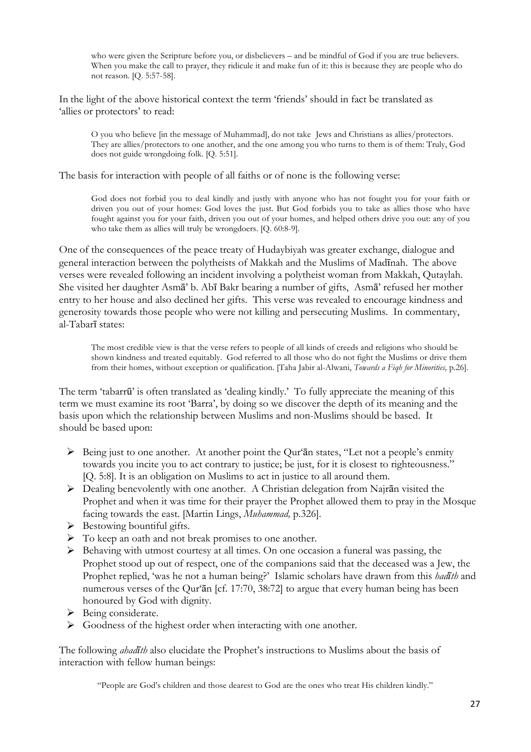> who were given the Scripture before you, or disbelievers – and be mindful of God if you are true believers. When you make the call to prayer, they ridicule it and make fun of it: this is because they are people who do not reason. [Q. 5:57-58].

In the light of the above historical context the term 'friends' should in fact be translated as 'allies or protectors' to read:

> O you who believe [in the message of Muhammad], do not take Jews and Christians as allies/protectors. They are allies/protectors to one another, and the one among you who turns to them is of them: Truly, God does not guide wrongdoing folk. [Q. 5:51].

The basis for interaction with people of all faiths or of none is the following verse:

> God does not forbid you to deal kindly and justly with anyone who has not fought you for your faith or driven you out of your homes: God loves the just. But God forbids you to take as allies those who have fought against you for your faith, driven you out of your homes, and helped others drive you out: any of you who take them as allies will truly be wrongdoers. [Q. 60:8-9].

One of the consequences of the peace treaty of Hudaybiyah was greater exchange, dialogue and general interaction between the polytheists of Makkah and the Muslims of Madīnah. The above verses were revealed following an incident involving a polytheist woman from Makkah, Qutaylah. She visited her daughter Asmā' b. Abī Bakr bearing a number of gifts, Asmā' refused her mother entry to her house and also declined her gifts. This verse was revealed to encourage kindness and generosity towards those people who were not killing and persecuting Muslims. In commentary, al-Tabarī states:

> The most credible view is that the verse refers to people of all kinds of creeds and religions who should be shown kindness and treated equitably. God referred to all those who do not fight the Muslims or drive them from their homes, without exception or qualification. [Taha Jabir al-Alwani, *Towards a Fiqh for Minorities,* p.26].

The term 'tabarrū' is often translated as 'dealing kindly.' To fully appreciate the meaning of this term we must examine its root 'Barra', by doing so we discover the depth of its meaning and the basis upon which the relationship between Muslims and non-Muslims should be based. It should be based upon:

- Being just to one another. At another point the Qur'ān states, "Let not a people's enmity towards you incite you to act contrary to justice; be just, for it is closest to righteousness." [Q. 5:8]. It is an obligation on Muslims to act in justice to all around them.
- Dealing benevolently with one another. A Christian delegation from Najrān visited the Prophet and when it was time for their prayer the Prophet allowed them to pray in the Mosque facing towards the east. [Martin Lings, *Muhammad,* p.326].
- Bestowing bountiful gifts.
- To keep an oath and not break promises to one another.
- Behaving with utmost courtesy at all times. On one occasion a funeral was passing, the Prophet stood up out of respect, one of the companions said that the deceased was a Jew, the Prophet replied, 'was he not a human being?' Islamic scholars have drawn from this *hadīth* and numerous verses of the Qur'ān [cf. 17:70, 38:72] to argue that every human being has been honoured by God with dignity.
- Being considerate.
- Goodness of the highest order when interacting with one another.

The following *ahadīth* also elucidate the Prophet's instructions to Muslims about the basis of interaction with fellow human beings:

> "People are God's children and those dearest to God are the ones who treat His children kindly."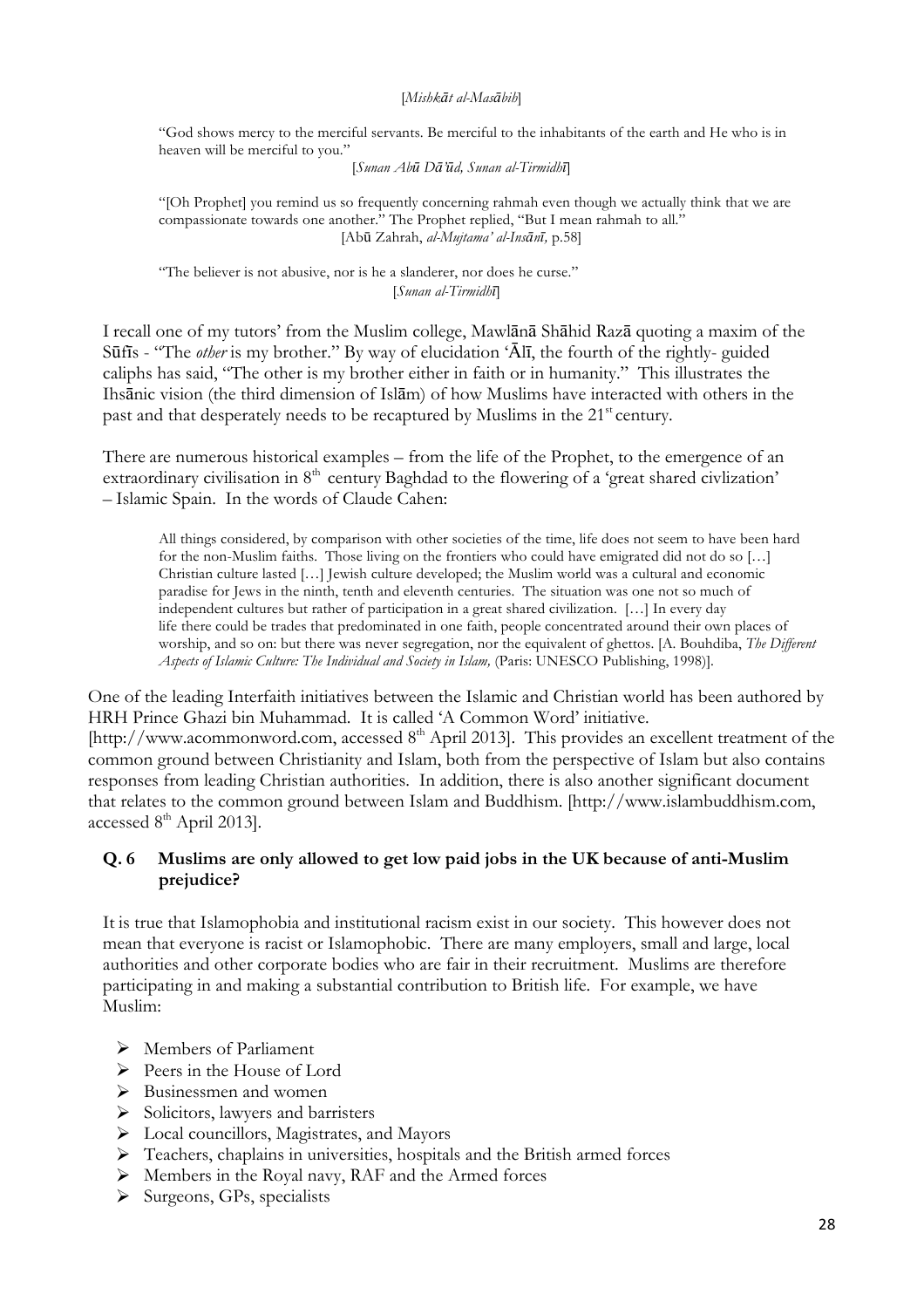[*Mishkāt al-Masābīh*]

> "God shows mercy to the merciful servants. Be merciful to the inhabitants of the earth and He who is in heaven will be merciful to you."
>
> [*Sunan Abū Dā'ūd, Sunan al-Tirmidhī*]
>
> "[Oh Prophet] you remind us so frequently concerning rahmah even though we actually think that we are compassionate towards one another." The Prophet replied, "But I mean rahmah to all."
>
> [Abū Zahrah, *al-Mujtama' al-Insānī,* p.58]
>
> "The believer is not abusive, nor is he a slanderer, nor does he curse."
>
> [*Sunan al-Tirmidhī*]

I recall one of my tutors' from the Muslim college, Mawlānā Shāhid Razā quoting a maxim of the Sūfīs - "The *other* is my brother." By way of elucidation 'Ālī, the fourth of the rightly- guided caliphs has said, "The other is my brother either in faith or in humanity." This illustrates the Ihsānic vision (the third dimension of Islām) of how Muslims have interacted with others in the past and that desperately needs to be recaptured by Muslims in the 21st century.

There are numerous historical examples – from the life of the Prophet, to the emergence of an extraordinary civilisation in 8th century Baghdad to the flowering of a 'great shared civlization' – Islamic Spain. In the words of Claude Cahen:

> All things considered, by comparison with other societies of the time, life does not seem to have been hard for the non-Muslim faiths. Those living on the frontiers who could have emigrated did not do so […] Christian culture lasted […] Jewish culture developed; the Muslim world was a cultural and economic paradise for Jews in the ninth, tenth and eleventh centuries. The situation was one not so much of independent cultures but rather of participation in a great shared civilization. […] In every day life there could be trades that predominated in one faith, people concentrated around their own places of worship, and so on: but there was never segregation, nor the equivalent of ghettos. [A. Bouhdiba, *The Different Aspects of Islamic Culture: The Individual and Society in Islam,* (Paris: UNESCO Publishing, 1998)].

One of the leading Interfaith initiatives between the Islamic and Christian world has been authored by HRH Prince Ghazi bin Muhammad. It is called 'A Common Word' initiative. [http://www.acommonword.com, accessed 8th April 2013]. This provides an excellent treatment of the common ground between Christianity and Islam, both from the perspective of Islam but also contains responses from leading Christian authorities. In addition, there is also another significant document that relates to the common ground between Islam and Buddhism. [http://www.islambuddhism.com, accessed 8th April 2013].

### Q. 6 Muslims are only allowed to get low paid jobs in the UK because of anti-Muslim prejudice?

It is true that Islamophobia and institutional racism exist in our society. This however does not mean that everyone is racist or Islamophobic. There are many employers, small and large, local authorities and other corporate bodies who are fair in their recruitment. Muslims are therefore participating in and making a substantial contribution to British life. For example, we have Muslim:

- Members of Parliament
- Peers in the House of Lord
- Businessmen and women
- Solicitors, lawyers and barristers
- Local councillors, Magistrates, and Mayors
- Teachers, chaplains in universities, hospitals and the British armed forces
- Members in the Royal navy, RAF and the Armed forces
- Surgeons, GPs, specialists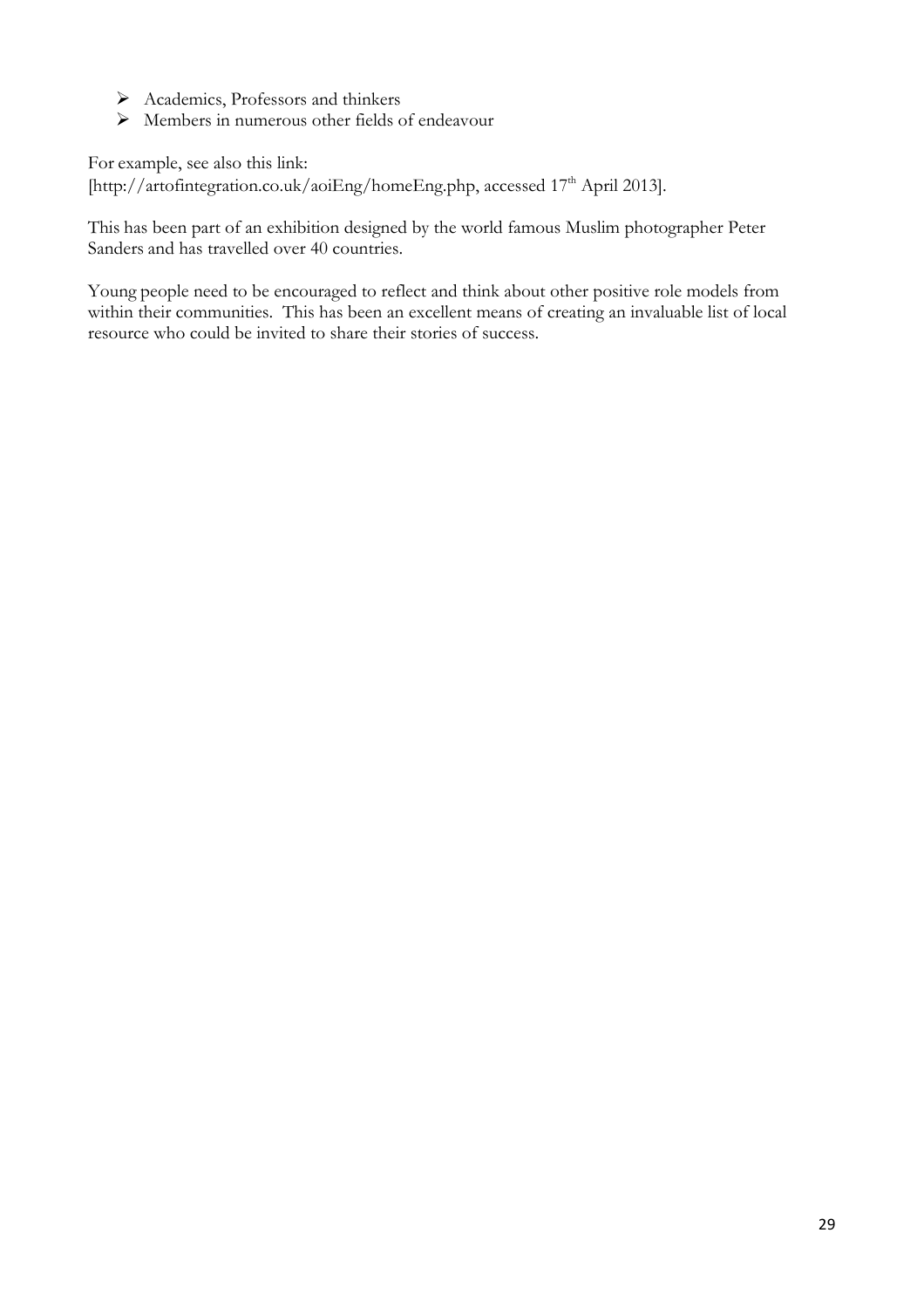- Academics, Professors and thinkers
- Members in numerous other fields of endeavour

For example, see also this link:
[http://artofintegration.co.uk/aoiEng/homeEng.php, accessed 17th April 2013].

This has been part of an exhibition designed by the world famous Muslim photographer Peter Sanders and has travelled over 40 countries.

Young people need to be encouraged to reflect and think about other positive role models from within their communities. This has been an excellent means of creating an invaluable list of local resource who could be invited to share their stories of success.